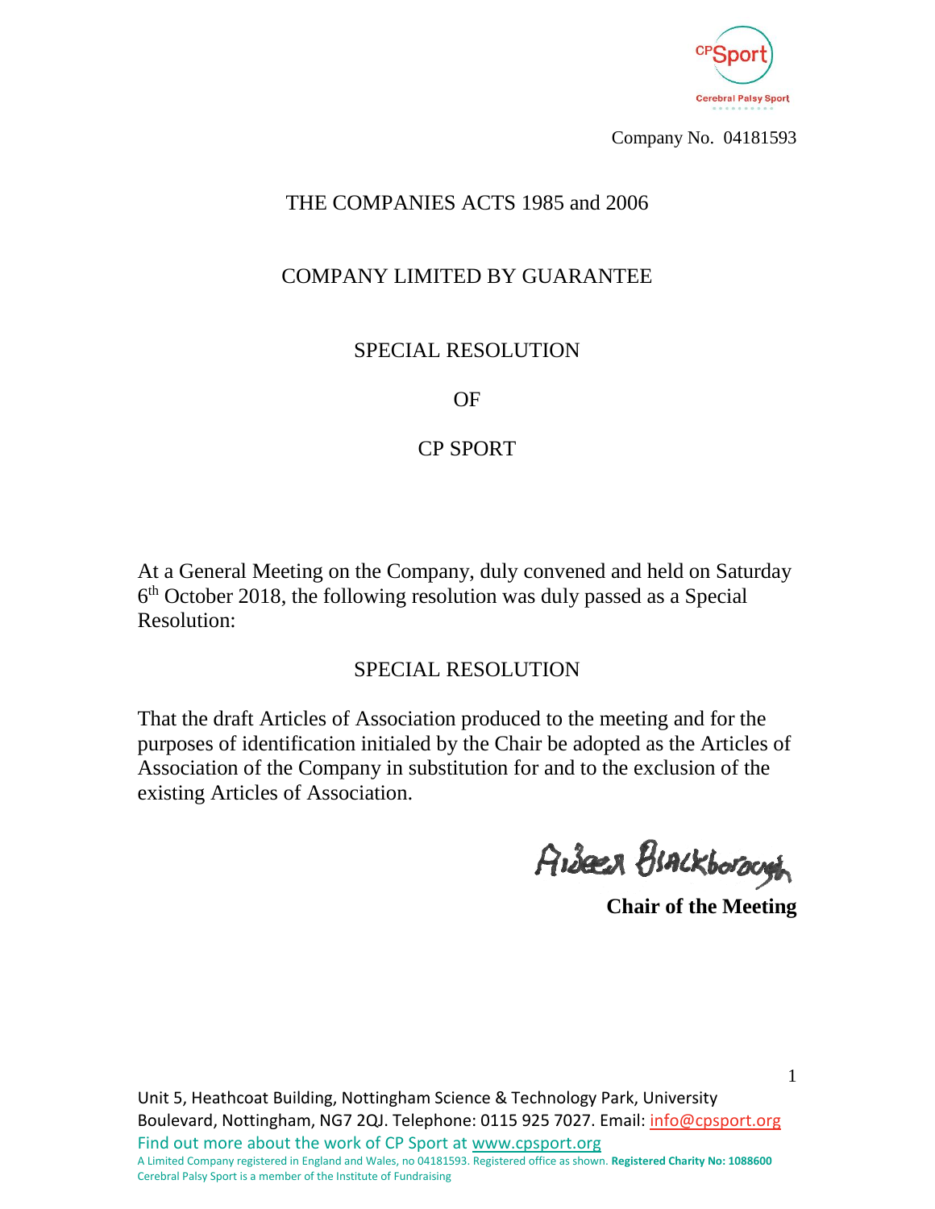Company No. 04181593

# THE COMPANIES ACTS 1985 and 2006

## COMPANY LIMITED BY GUARANTEE

## SPECIAL RESOLUTION

## OF

## CP SPORT

At a General Meeting on the Company, duly convened and held on Saturday 6th October 2018, the following resolution was duly passed as a Special Resolution:

## SPECIAL RESOLUTION

That the draft Articles of Association produced to the meeting and for the purposes of identification initialed by the Chair be adopted as the Articles of Association of the Company in substitution for and to the exclusion of the existing Articles of Association.

Aileen Blackborough

**Chair of the Meeting**

Unit 5, Heathcoat Building, Nottingham Science & Technology Park, University Boulevard, Nottingham, NG7 2QJ. Telephone: 0115 925 7027. Email: info@cpsport.org

Find out more about the work of CP Sport at www.cpsport.org

A Limited Company registered in England and Wales, no 04181593. Registered office as shown. **Registered Charity No: 1088600**

Cerebral Palsy Sport is a member of the Institute of Fundraising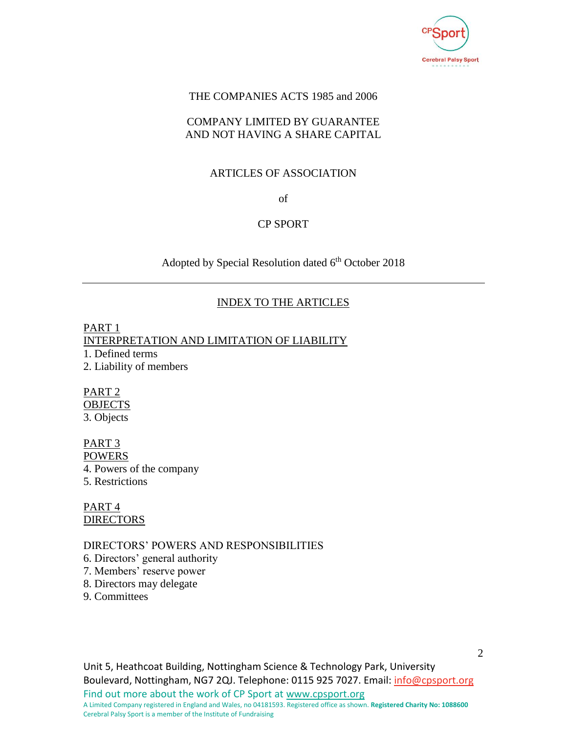THE COMPANIES ACTS 1985 and 2006

COMPANY LIMITED BY GUARANTEE
AND NOT HAVING A SHARE CAPITAL

ARTICLES OF ASSOCIATION

of

CP SPORT

Adopted by Special Resolution dated 6th October 2018

---

## INDEX TO THE ARTICLES

PART 1
INTERPRETATION AND LIMITATION OF LIABILITY
1. Defined terms
2. Liability of members

PART 2
OBJECTS
3. Objects

PART 3
POWERS
4. Powers of the company
5. Restrictions

PART 4
DIRECTORS

DIRECTORS' POWERS AND RESPONSIBILITIES
6. Directors' general authority
7. Members' reserve power
8. Directors may delegate
9. Committees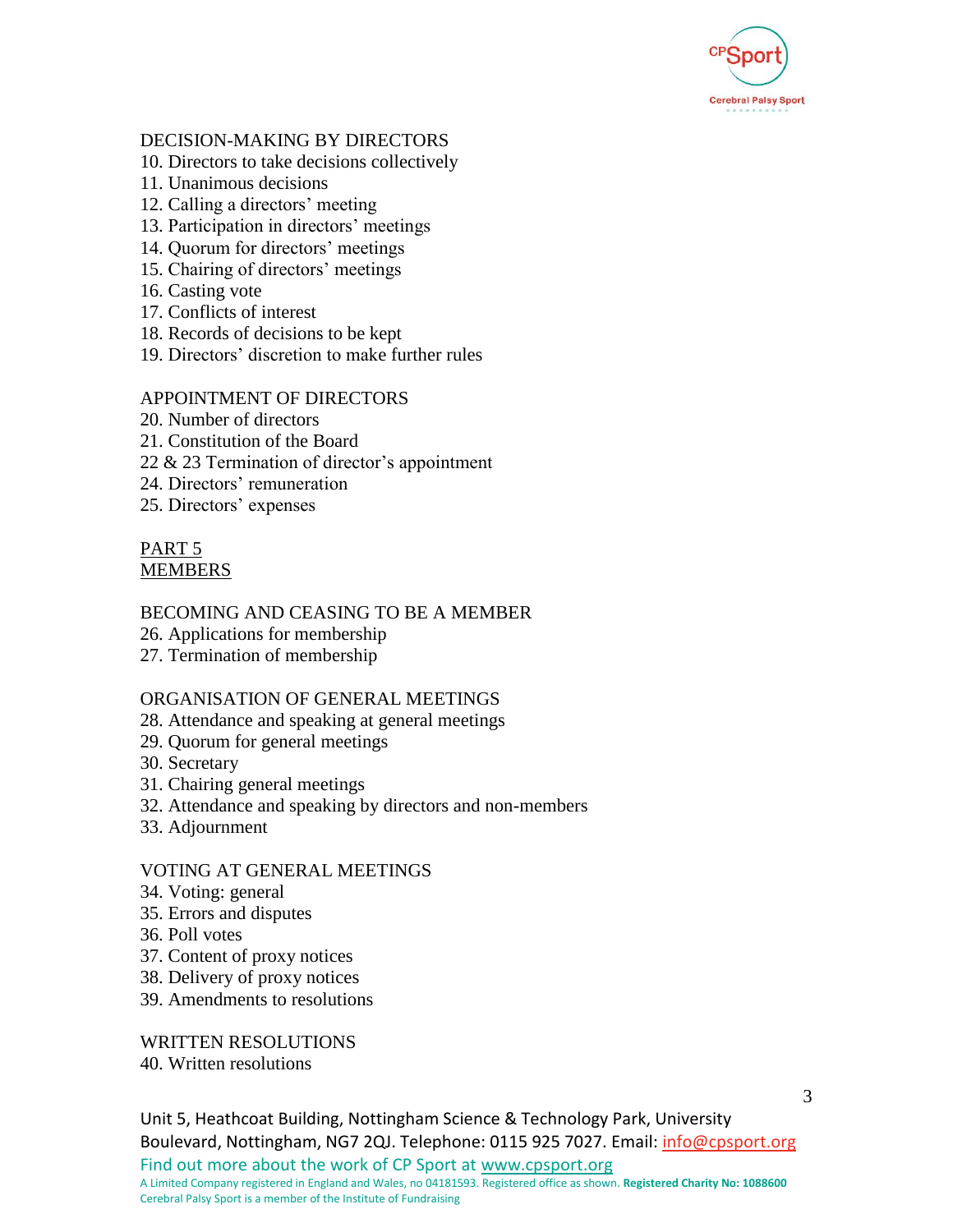DECISION-MAKING BY DIRECTORS

10. Directors to take decisions collectively
11. Unanimous decisions
12. Calling a directors' meeting
13. Participation in directors' meetings
14. Quorum for directors' meetings
15. Chairing of directors' meetings
16. Casting vote
17. Conflicts of interest
18. Records of decisions to be kept
19. Directors' discretion to make further rules

APPOINTMENT OF DIRECTORS

20. Number of directors
21. Constitution of the Board

22 & 23 Termination of director's appointment

24. Directors' remuneration
25. Directors' expenses

## PART 5
## MEMBERS

BECOMING AND CEASING TO BE A MEMBER

26. Applications for membership
27. Termination of membership

ORGANISATION OF GENERAL MEETINGS

28. Attendance and speaking at general meetings
29. Quorum for general meetings
30. Secretary
31. Chairing general meetings
32. Attendance and speaking by directors and non-members
33. Adjournment

VOTING AT GENERAL MEETINGS

34. Voting: general
35. Errors and disputes
36. Poll votes
37. Content of proxy notices
38. Delivery of proxy notices
39. Amendments to resolutions

WRITTEN RESOLUTIONS

40. Written resolutions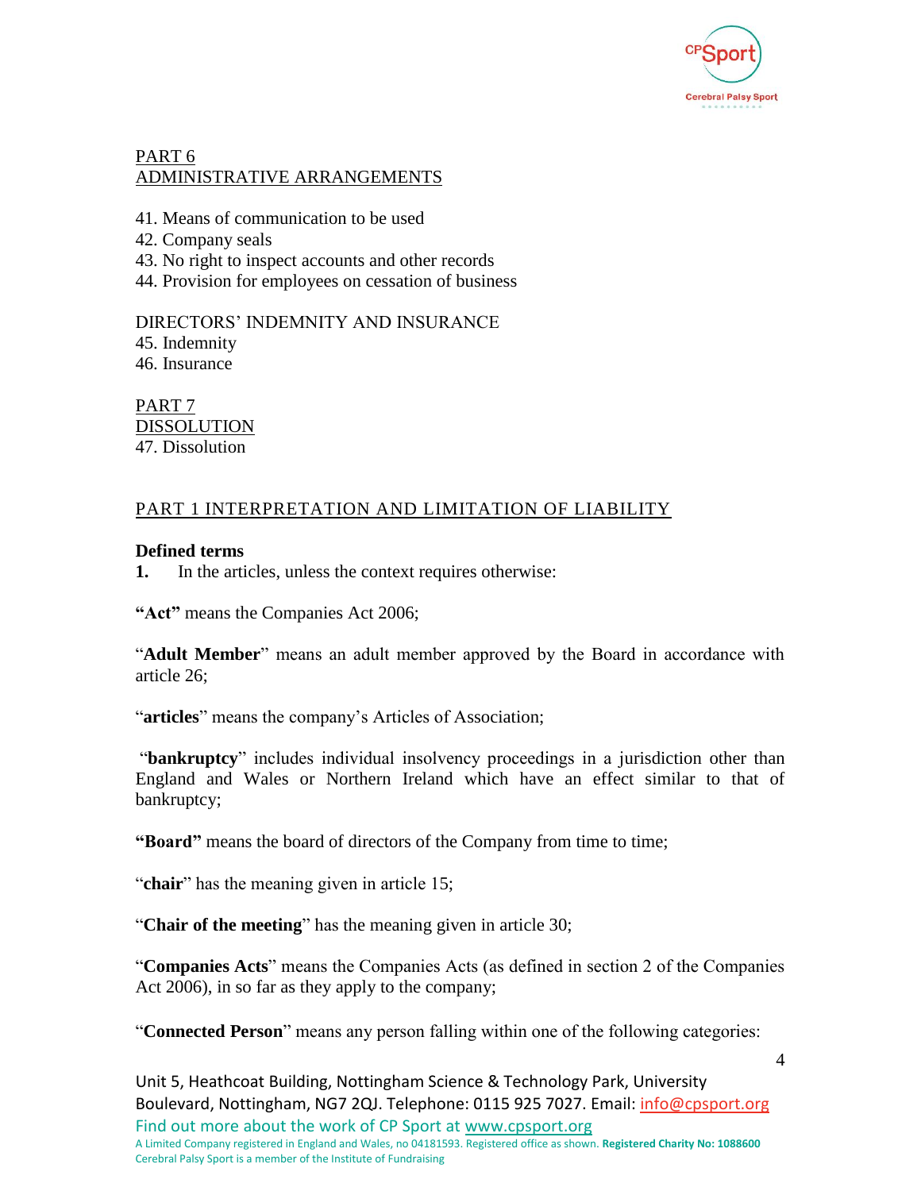PART 6
ADMINISTRATIVE ARRANGEMENTS

41. Means of communication to be used
42. Company seals
43. No right to inspect accounts and other records
44. Provision for employees on cessation of business

DIRECTORS' INDEMNITY AND INSURANCE
45. Indemnity
46. Insurance

PART 7
DISSOLUTION
47. Dissolution

## PART 1 INTERPRETATION AND LIMITATION OF LIABILITY

**Defined terms**

**1.** In the articles, unless the context requires otherwise:

**"Act"** means the Companies Act 2006;

"**Adult Member**" means an adult member approved by the Board in accordance with article 26;

"**articles**" means the company's Articles of Association;

"**bankruptcy**" includes individual insolvency proceedings in a jurisdiction other than England and Wales or Northern Ireland which have an effect similar to that of bankruptcy;

**"Board"** means the board of directors of the Company from time to time;

"**chair**" has the meaning given in article 15;

"**Chair of the meeting**" has the meaning given in article 30;

"**Companies Acts**" means the Companies Acts (as defined in section 2 of the Companies Act 2006), in so far as they apply to the company;

"**Connected Person**" means any person falling within one of the following categories: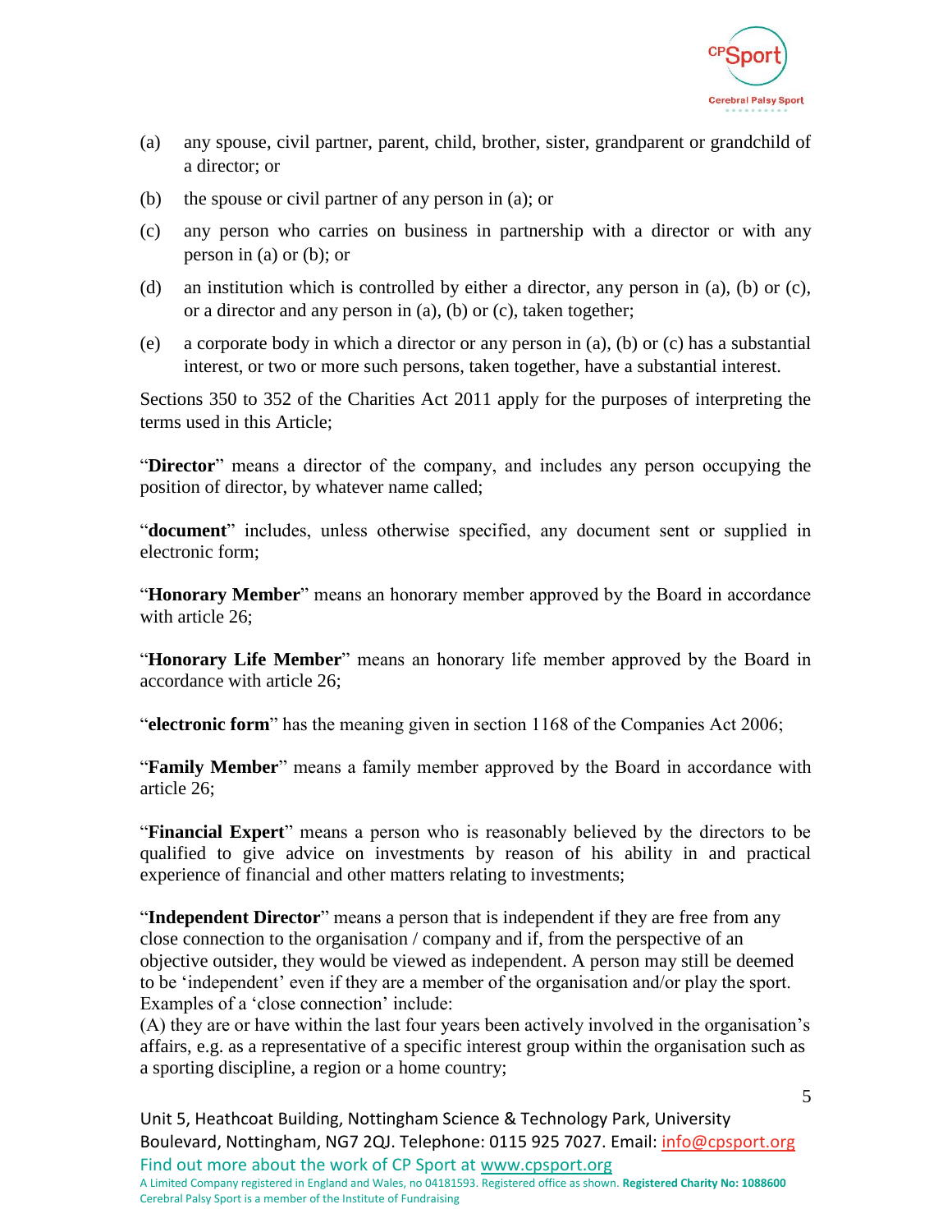(a) any spouse, civil partner, parent, child, brother, sister, grandparent or grandchild of a director; or

(b) the spouse or civil partner of any person in (a); or

(c) any person who carries on business in partnership with a director or with any person in (a) or (b); or

(d) an institution which is controlled by either a director, any person in (a), (b) or (c), or a director and any person in (a), (b) or (c), taken together;

(e) a corporate body in which a director or any person in (a), (b) or (c) has a substantial interest, or two or more such persons, taken together, have a substantial interest.

Sections 350 to 352 of the Charities Act 2011 apply for the purposes of interpreting the terms used in this Article;

"**Director**" means a director of the company, and includes any person occupying the position of director, by whatever name called;

"**document**" includes, unless otherwise specified, any document sent or supplied in electronic form;

"**Honorary Member**" means an honorary member approved by the Board in accordance with article 26;

"**Honorary Life Member**" means an honorary life member approved by the Board in accordance with article 26;

"**electronic form**" has the meaning given in section 1168 of the Companies Act 2006;

"**Family Member**" means a family member approved by the Board in accordance with article 26;

"**Financial Expert**" means a person who is reasonably believed by the directors to be qualified to give advice on investments by reason of his ability in and practical experience of financial and other matters relating to investments;

"**Independent Director**" means a person that is independent if they are free from any close connection to the organisation / company and if, from the perspective of an objective outsider, they would be viewed as independent. A person may still be deemed to be 'independent' even if they are a member of the organisation and/or play the sport. Examples of a 'close connection' include:

(A) they are or have within the last four years been actively involved in the organisation's affairs, e.g. as a representative of a specific interest group within the organisation such as a sporting discipline, a region or a home country;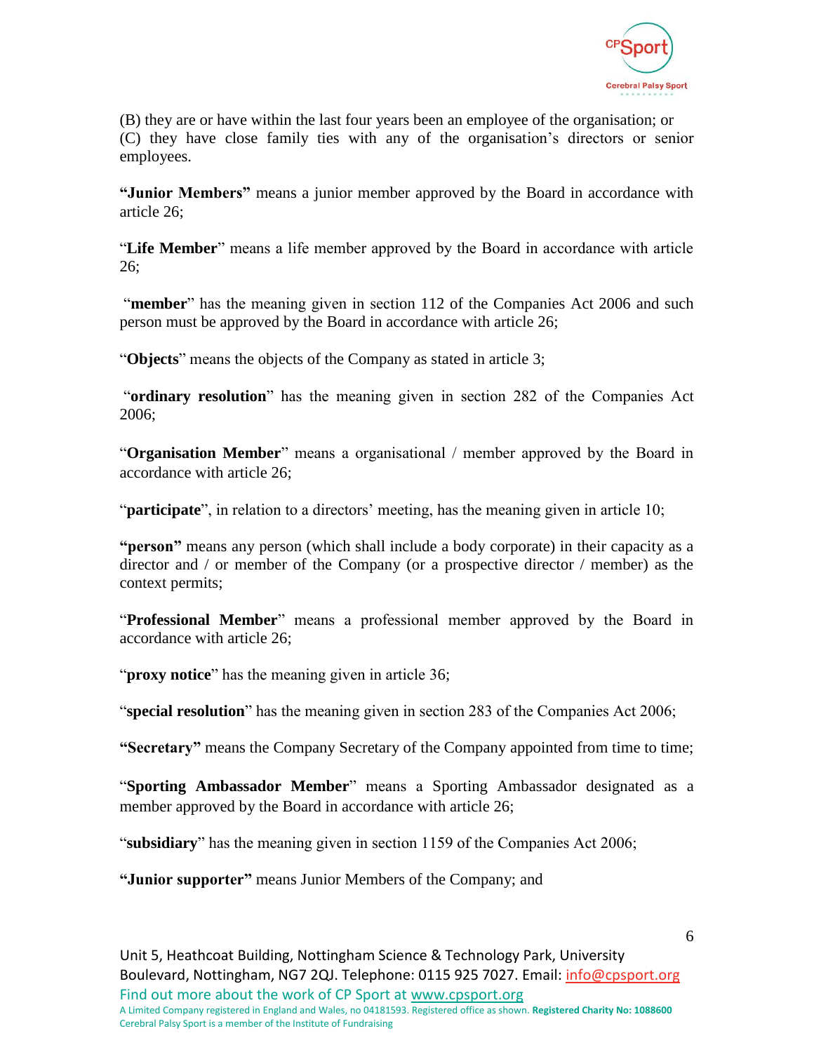(B) they are or have within the last four years been an employee of the organisation; or
(C) they have close family ties with any of the organisation's directors or senior employees.

**"Junior Members"** means a junior member approved by the Board in accordance with article 26;

"**Life Member**" means a life member approved by the Board in accordance with article 26;

"**member**" has the meaning given in section 112 of the Companies Act 2006 and such person must be approved by the Board in accordance with article 26;

"**Objects**" means the objects of the Company as stated in article 3;

"**ordinary resolution**" has the meaning given in section 282 of the Companies Act 2006;

"**Organisation Member**" means a organisational / member approved by the Board in accordance with article 26;

"**participate**", in relation to a directors' meeting, has the meaning given in article 10;

**"person"** means any person (which shall include a body corporate) in their capacity as a director and / or member of the Company (or a prospective director / member) as the context permits;

"**Professional Member**" means a professional member approved by the Board in accordance with article 26;

"**proxy notice**" has the meaning given in article 36;

"**special resolution**" has the meaning given in section 283 of the Companies Act 2006;

**"Secretary"** means the Company Secretary of the Company appointed from time to time;

"**Sporting Ambassador Member**" means a Sporting Ambassador designated as a member approved by the Board in accordance with article 26;

"**subsidiary**" has the meaning given in section 1159 of the Companies Act 2006;

**"Junior supporter"** means Junior Members of the Company; and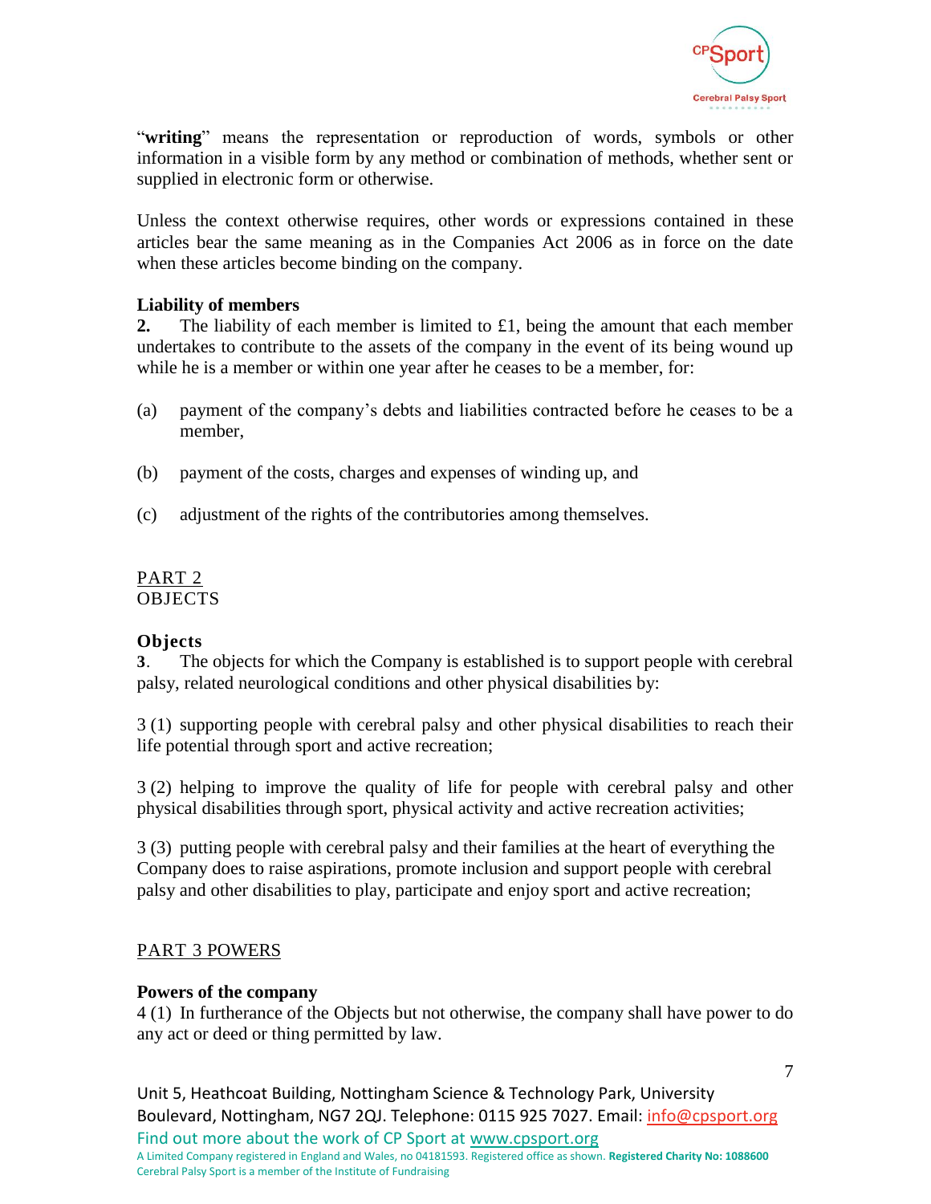"**writing**" means the representation or reproduction of words, symbols or other information in a visible form by any method or combination of methods, whether sent or supplied in electronic form or otherwise.

Unless the context otherwise requires, other words or expressions contained in these articles bear the same meaning as in the Companies Act 2006 as in force on the date when these articles become binding on the company.

**Liability of members**

**2.** The liability of each member is limited to £1, being the amount that each member undertakes to contribute to the assets of the company in the event of its being wound up while he is a member or within one year after he ceases to be a member, for:

(a) payment of the company's debts and liabilities contracted before he ceases to be a member,

(b) payment of the costs, charges and expenses of winding up, and

(c) adjustment of the rights of the contributories among themselves.

## PART 2
## OBJECTS

**Objects**

**3**. The objects for which the Company is established is to support people with cerebral palsy, related neurological conditions and other physical disabilities by:

3 (1) supporting people with cerebral palsy and other physical disabilities to reach their life potential through sport and active recreation;

3 (2) helping to improve the quality of life for people with cerebral palsy and other physical disabilities through sport, physical activity and active recreation activities;

3 (3) putting people with cerebral palsy and their families at the heart of everything the Company does to raise aspirations, promote inclusion and support people with cerebral palsy and other disabilities to play, participate and enjoy sport and active recreation;

## PART 3 POWERS

**Powers of the company**

4 (1) In furtherance of the Objects but not otherwise, the company shall have power to do any act or deed or thing permitted by law.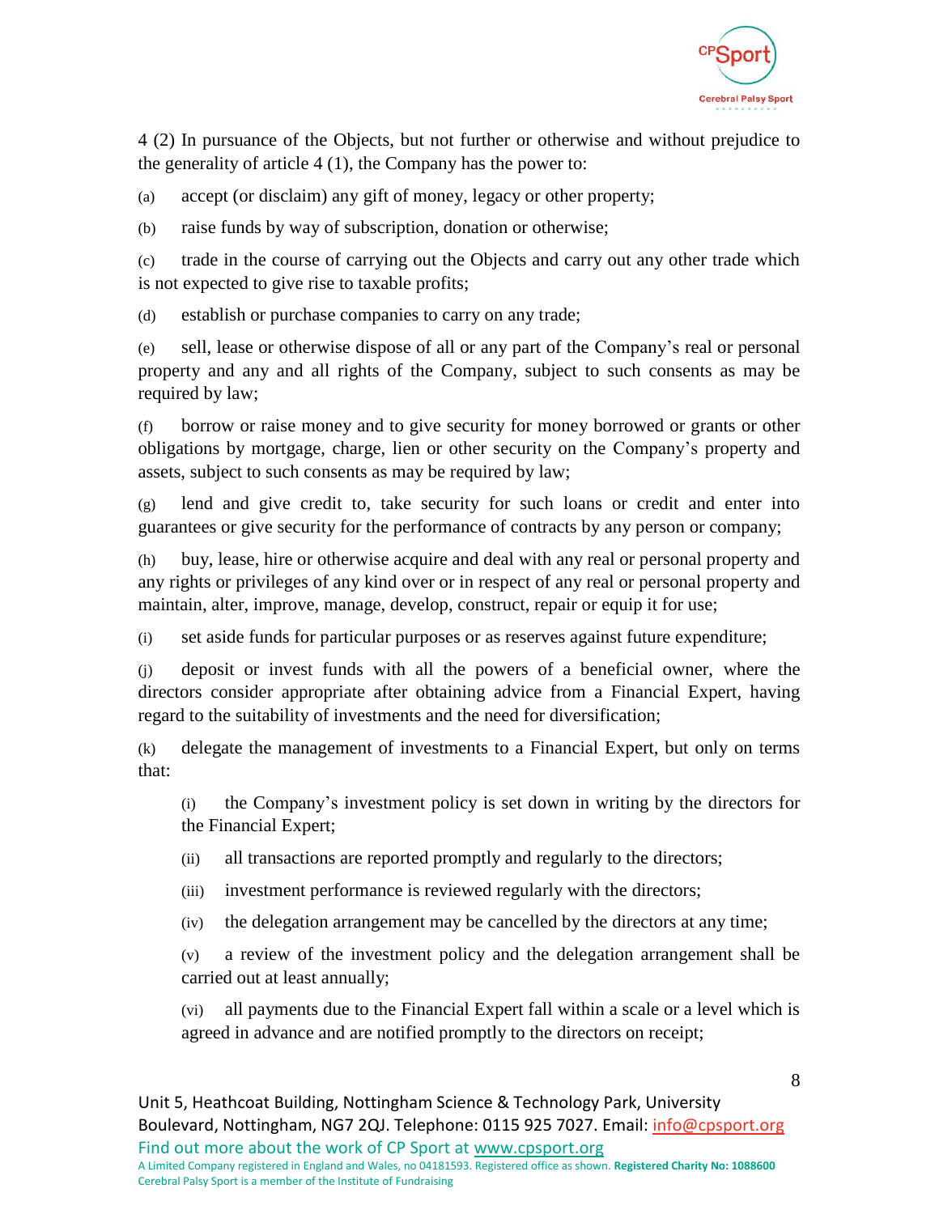4 (2) In pursuance of the Objects, but not further or otherwise and without prejudice to the generality of article 4 (1), the Company has the power to:

(a) accept (or disclaim) any gift of money, legacy or other property;

(b) raise funds by way of subscription, donation or otherwise;

(c) trade in the course of carrying out the Objects and carry out any other trade which is not expected to give rise to taxable profits;

(d) establish or purchase companies to carry on any trade;

(e) sell, lease or otherwise dispose of all or any part of the Company's real or personal property and any and all rights of the Company, subject to such consents as may be required by law;

(f) borrow or raise money and to give security for money borrowed or grants or other obligations by mortgage, charge, lien or other security on the Company's property and assets, subject to such consents as may be required by law;

(g) lend and give credit to, take security for such loans or credit and enter into guarantees or give security for the performance of contracts by any person or company;

(h) buy, lease, hire or otherwise acquire and deal with any real or personal property and any rights or privileges of any kind over or in respect of any real or personal property and maintain, alter, improve, manage, develop, construct, repair or equip it for use;

(i) set aside funds for particular purposes or as reserves against future expenditure;

(j) deposit or invest funds with all the powers of a beneficial owner, where the directors consider appropriate after obtaining advice from a Financial Expert, having regard to the suitability of investments and the need for diversification;

(k) delegate the management of investments to a Financial Expert, but only on terms that:

   (i) the Company's investment policy is set down in writing by the directors for the Financial Expert;

   (ii) all transactions are reported promptly and regularly to the directors;

   (iii) investment performance is reviewed regularly with the directors;

   (iv) the delegation arrangement may be cancelled by the directors at any time;

   (v) a review of the investment policy and the delegation arrangement shall be carried out at least annually;

   (vi) all payments due to the Financial Expert fall within a scale or a level which is agreed in advance and are notified promptly to the directors on receipt;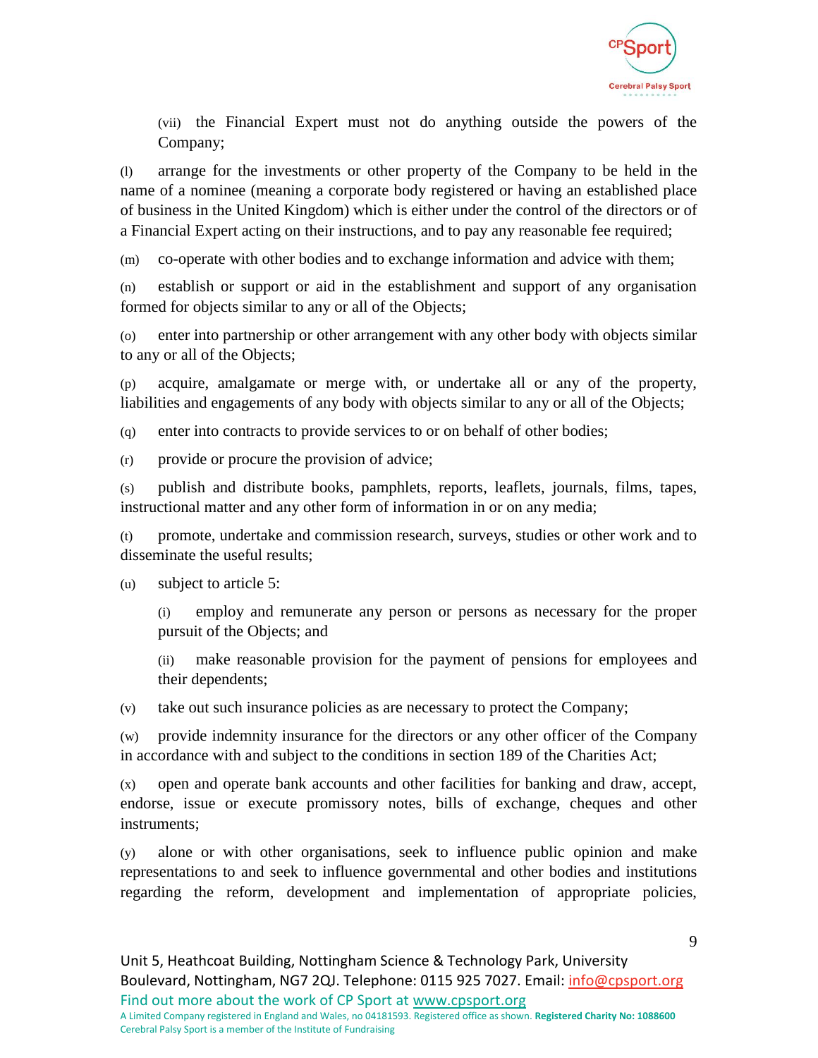(vii) the Financial Expert must not do anything outside the powers of the Company;

(l) arrange for the investments or other property of the Company to be held in the name of a nominee (meaning a corporate body registered or having an established place of business in the United Kingdom) which is either under the control of the directors or of a Financial Expert acting on their instructions, and to pay any reasonable fee required;

(m) co-operate with other bodies and to exchange information and advice with them;

(n) establish or support or aid in the establishment and support of any organisation formed for objects similar to any or all of the Objects;

(o) enter into partnership or other arrangement with any other body with objects similar to any or all of the Objects;

(p) acquire, amalgamate or merge with, or undertake all or any of the property, liabilities and engagements of any body with objects similar to any or all of the Objects;

(q) enter into contracts to provide services to or on behalf of other bodies;

(r) provide or procure the provision of advice;

(s) publish and distribute books, pamphlets, reports, leaflets, journals, films, tapes, instructional matter and any other form of information in or on any media;

(t) promote, undertake and commission research, surveys, studies or other work and to disseminate the useful results;

(u) subject to article 5:

(i) employ and remunerate any person or persons as necessary for the proper pursuit of the Objects; and

(ii) make reasonable provision for the payment of pensions for employees and their dependents;

(v) take out such insurance policies as are necessary to protect the Company;

(w) provide indemnity insurance for the directors or any other officer of the Company in accordance with and subject to the conditions in section 189 of the Charities Act;

(x) open and operate bank accounts and other facilities for banking and draw, accept, endorse, issue or execute promissory notes, bills of exchange, cheques and other instruments;

(y) alone or with other organisations, seek to influence public opinion and make representations to and seek to influence governmental and other bodies and institutions regarding the reform, development and implementation of appropriate policies,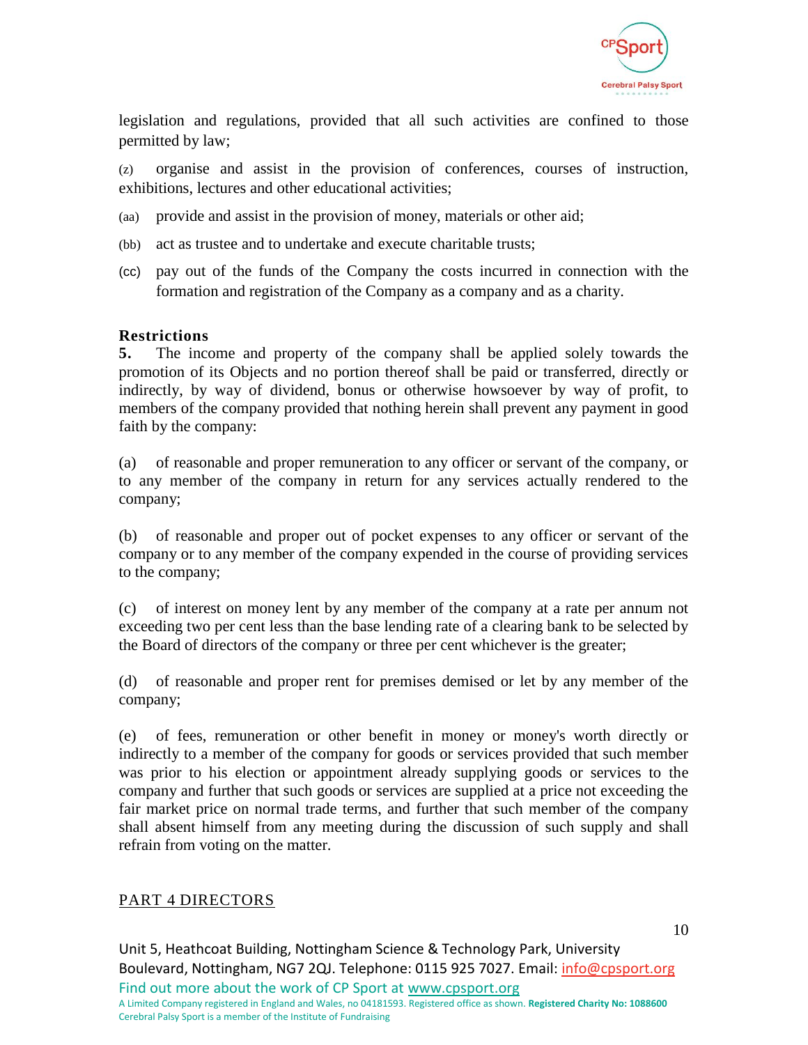legislation and regulations, provided that all such activities are confined to those permitted by law;

(z) organise and assist in the provision of conferences, courses of instruction, exhibitions, lectures and other educational activities;

(aa) provide and assist in the provision of money, materials or other aid;

(bb) act as trustee and to undertake and execute charitable trusts;

(cc) pay out of the funds of the Company the costs incurred in connection with the formation and registration of the Company as a company and as a charity.

**Restrictions**

**5.** The income and property of the company shall be applied solely towards the promotion of its Objects and no portion thereof shall be paid or transferred, directly or indirectly, by way of dividend, bonus or otherwise howsoever by way of profit, to members of the company provided that nothing herein shall prevent any payment in good faith by the company:

(a) of reasonable and proper remuneration to any officer or servant of the company, or to any member of the company in return for any services actually rendered to the company;

(b) of reasonable and proper out of pocket expenses to any officer or servant of the company or to any member of the company expended in the course of providing services to the company;

(c) of interest on money lent by any member of the company at a rate per annum not exceeding two per cent less than the base lending rate of a clearing bank to be selected by the Board of directors of the company or three per cent whichever is the greater;

(d) of reasonable and proper rent for premises demised or let by any member of the company;

(e) of fees, remuneration or other benefit in money or money's worth directly or indirectly to a member of the company for goods or services provided that such member was prior to his election or appointment already supplying goods or services to the company and further that such goods or services are supplied at a price not exceeding the fair market price on normal trade terms, and further that such member of the company shall absent himself from any meeting during the discussion of such supply and shall refrain from voting on the matter.

## PART 4 DIRECTORS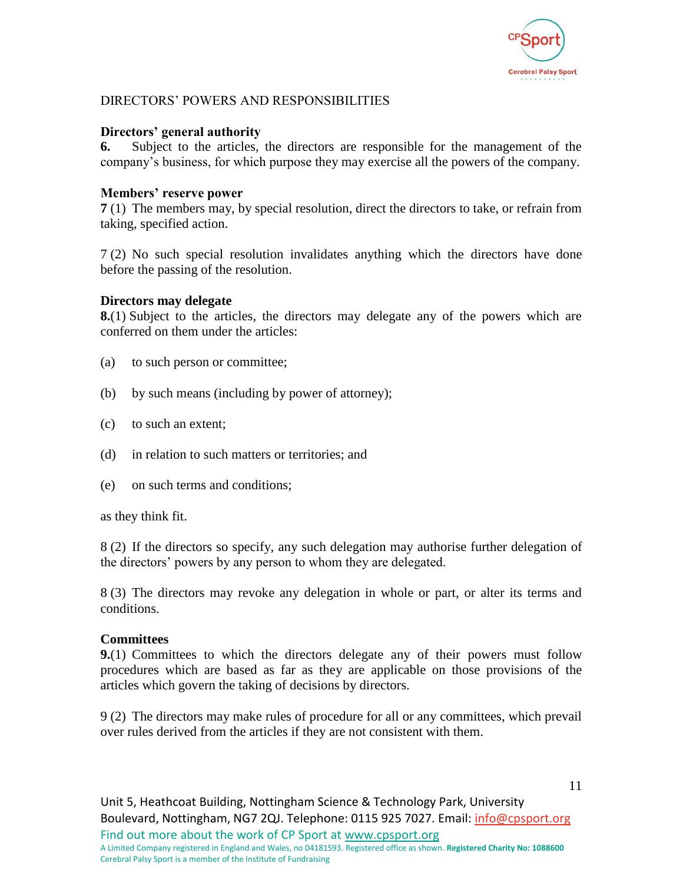## DIRECTORS' POWERS AND RESPONSIBILITIES

**Directors' general authority**

**6.** Subject to the articles, the directors are responsible for the management of the company's business, for which purpose they may exercise all the powers of the company.

**Members' reserve power**

**7** (1) The members may, by special resolution, direct the directors to take, or refrain from taking, specified action.

7 (2) No such special resolution invalidates anything which the directors have done before the passing of the resolution.

**Directors may delegate**

**8.**(1) Subject to the articles, the directors may delegate any of the powers which are conferred on them under the articles:

(a) to such person or committee;

(b) by such means (including by power of attorney);

(c) to such an extent;

(d) in relation to such matters or territories; and

(e) on such terms and conditions;

as they think fit.

8 (2) If the directors so specify, any such delegation may authorise further delegation of the directors' powers by any person to whom they are delegated.

8 (3) The directors may revoke any delegation in whole or part, or alter its terms and conditions.

**Committees**

**9.**(1) Committees to which the directors delegate any of their powers must follow procedures which are based as far as they are applicable on those provisions of the articles which govern the taking of decisions by directors.

9 (2) The directors may make rules of procedure for all or any committees, which prevail over rules derived from the articles if they are not consistent with them.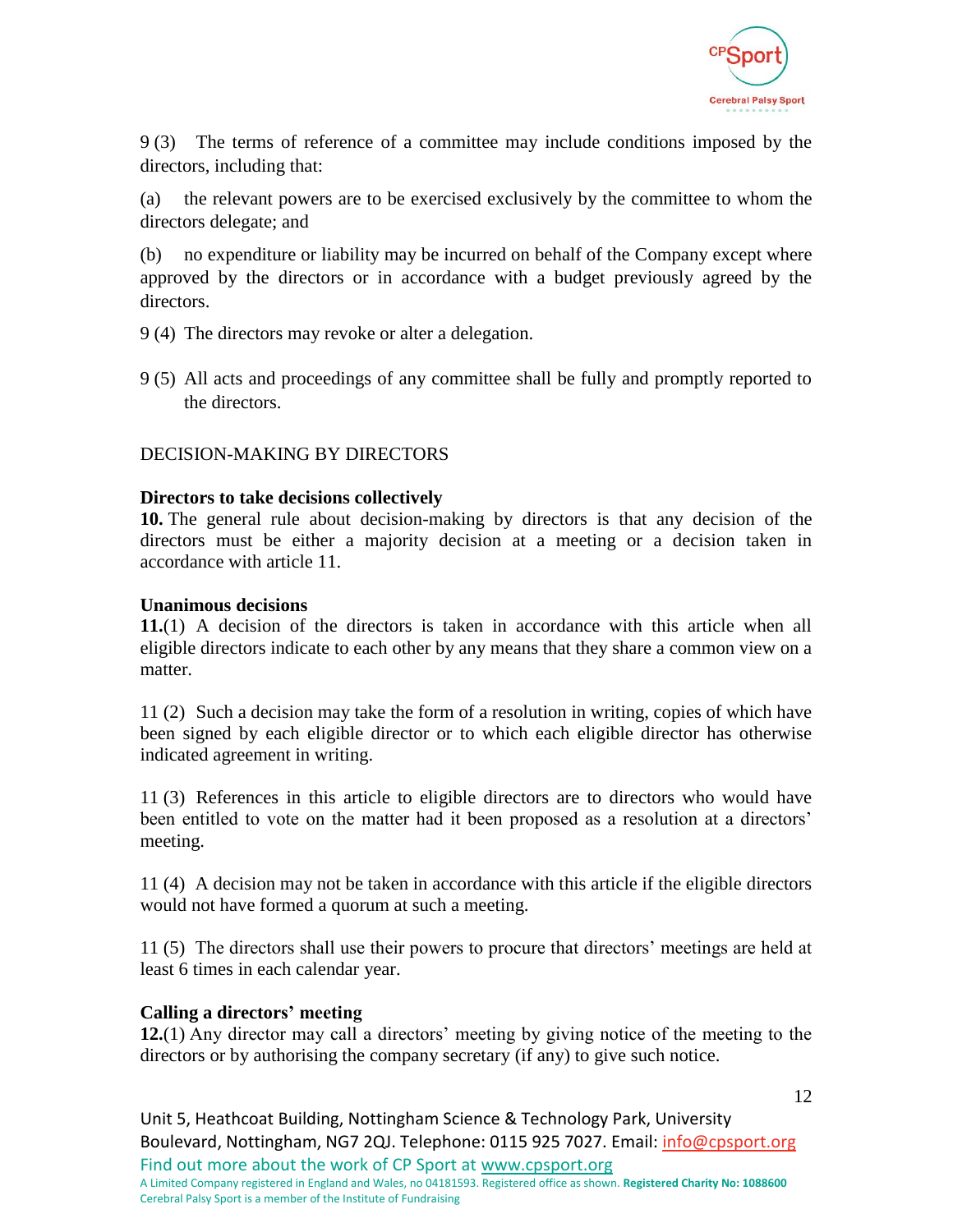9 (3) The terms of reference of a committee may include conditions imposed by the directors, including that:

(a) the relevant powers are to be exercised exclusively by the committee to whom the directors delegate; and

(b) no expenditure or liability may be incurred on behalf of the Company except where approved by the directors or in accordance with a budget previously agreed by the directors.

9 (4) The directors may revoke or alter a delegation.

9 (5) All acts and proceedings of any committee shall be fully and promptly reported to the directors.

## DECISION-MAKING BY DIRECTORS

**Directors to take decisions collectively**

**10.** The general rule about decision-making by directors is that any decision of the directors must be either a majority decision at a meeting or a decision taken in accordance with article 11.

**Unanimous decisions**

**11.**(1) A decision of the directors is taken in accordance with this article when all eligible directors indicate to each other by any means that they share a common view on a matter.

11 (2) Such a decision may take the form of a resolution in writing, copies of which have been signed by each eligible director or to which each eligible director has otherwise indicated agreement in writing.

11 (3) References in this article to eligible directors are to directors who would have been entitled to vote on the matter had it been proposed as a resolution at a directors' meeting.

11 (4) A decision may not be taken in accordance with this article if the eligible directors would not have formed a quorum at such a meeting.

11 (5) The directors shall use their powers to procure that directors' meetings are held at least 6 times in each calendar year.

**Calling a directors' meeting**

**12.**(1) Any director may call a directors' meeting by giving notice of the meeting to the directors or by authorising the company secretary (if any) to give such notice.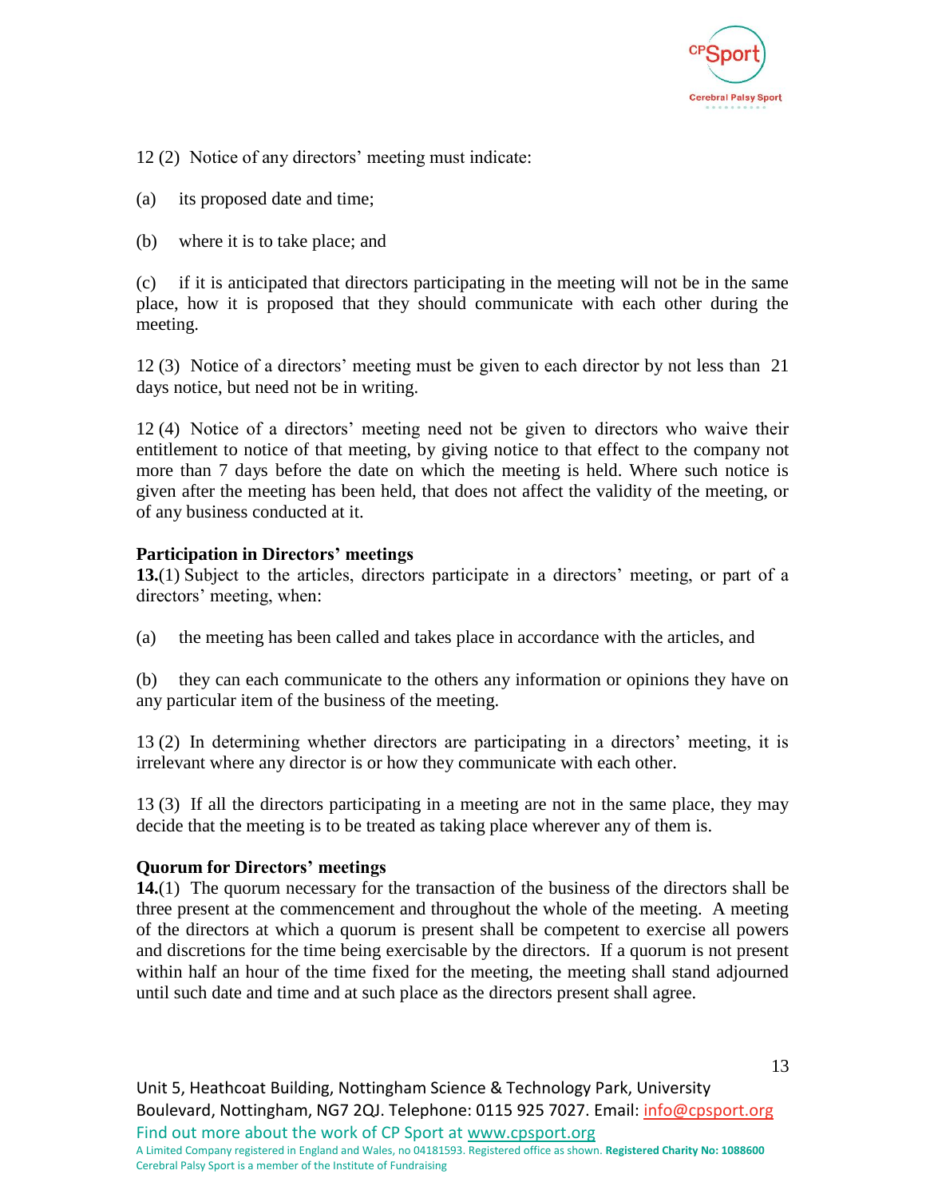12 (2) Notice of any directors' meeting must indicate:

(a) its proposed date and time;

(b) where it is to take place; and

(c) if it is anticipated that directors participating in the meeting will not be in the same place, how it is proposed that they should communicate with each other during the meeting.

12 (3) Notice of a directors' meeting must be given to each director by not less than 21 days notice, but need not be in writing.

12 (4) Notice of a directors' meeting need not be given to directors who waive their entitlement to notice of that meeting, by giving notice to that effect to the company not more than 7 days before the date on which the meeting is held. Where such notice is given after the meeting has been held, that does not affect the validity of the meeting, or of any business conducted at it.

**Participation in Directors' meetings**

**13.**(1) Subject to the articles, directors participate in a directors' meeting, or part of a directors' meeting, when:

(a) the meeting has been called and takes place in accordance with the articles, and

(b) they can each communicate to the others any information or opinions they have on any particular item of the business of the meeting.

13 (2) In determining whether directors are participating in a directors' meeting, it is irrelevant where any director is or how they communicate with each other.

13 (3) If all the directors participating in a meeting are not in the same place, they may decide that the meeting is to be treated as taking place wherever any of them is.

**Quorum for Directors' meetings**

**14.**(1) The quorum necessary for the transaction of the business of the directors shall be three present at the commencement and throughout the whole of the meeting. A meeting of the directors at which a quorum is present shall be competent to exercise all powers and discretions for the time being exercisable by the directors. If a quorum is not present within half an hour of the time fixed for the meeting, the meeting shall stand adjourned until such date and time and at such place as the directors present shall agree.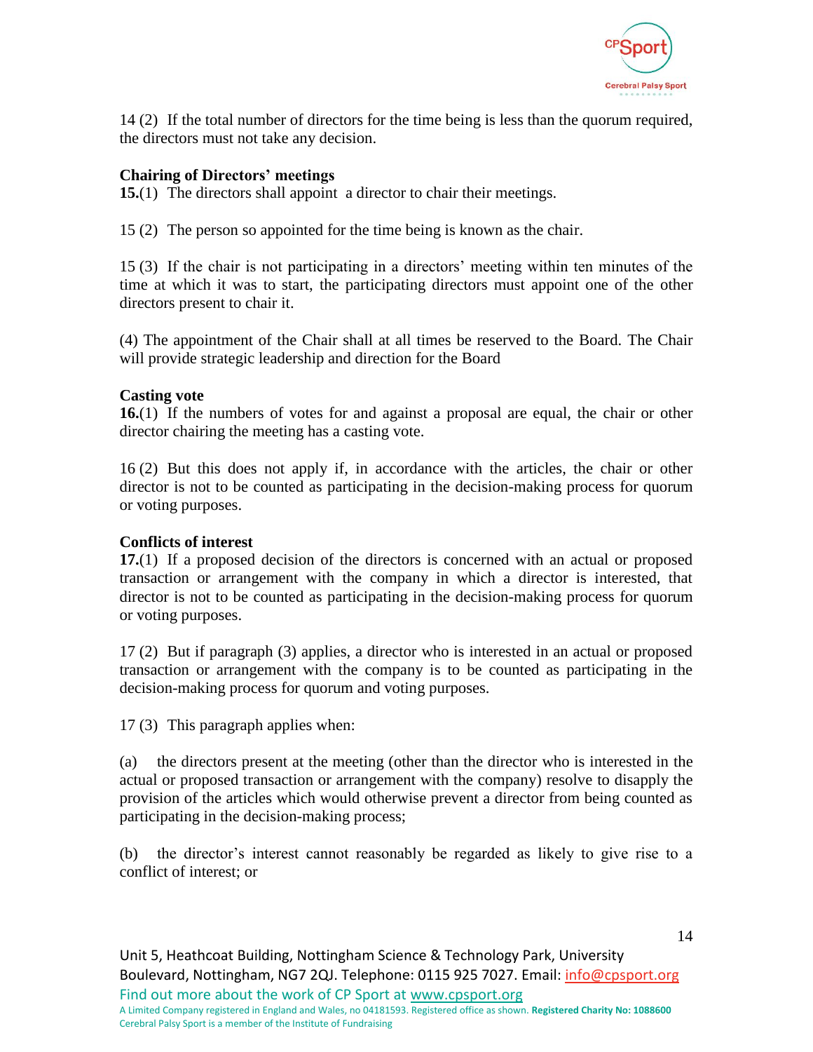14 (2) If the total number of directors for the time being is less than the quorum required, the directors must not take any decision.

**Chairing of Directors' meetings**

**15.**(1) The directors shall appoint a director to chair their meetings.

15 (2) The person so appointed for the time being is known as the chair.

15 (3) If the chair is not participating in a directors' meeting within ten minutes of the time at which it was to start, the participating directors must appoint one of the other directors present to chair it.

(4) The appointment of the Chair shall at all times be reserved to the Board. The Chair will provide strategic leadership and direction for the Board

**Casting vote**

**16.**(1) If the numbers of votes for and against a proposal are equal, the chair or other director chairing the meeting has a casting vote.

16 (2) But this does not apply if, in accordance with the articles, the chair or other director is not to be counted as participating in the decision-making process for quorum or voting purposes.

**Conflicts of interest**

**17.**(1) If a proposed decision of the directors is concerned with an actual or proposed transaction or arrangement with the company in which a director is interested, that director is not to be counted as participating in the decision-making process for quorum or voting purposes.

17 (2) But if paragraph (3) applies, a director who is interested in an actual or proposed transaction or arrangement with the company is to be counted as participating in the decision-making process for quorum and voting purposes.

17 (3) This paragraph applies when:

(a) the directors present at the meeting (other than the director who is interested in the actual or proposed transaction or arrangement with the company) resolve to disapply the provision of the articles which would otherwise prevent a director from being counted as participating in the decision-making process;

(b) the director's interest cannot reasonably be regarded as likely to give rise to a conflict of interest; or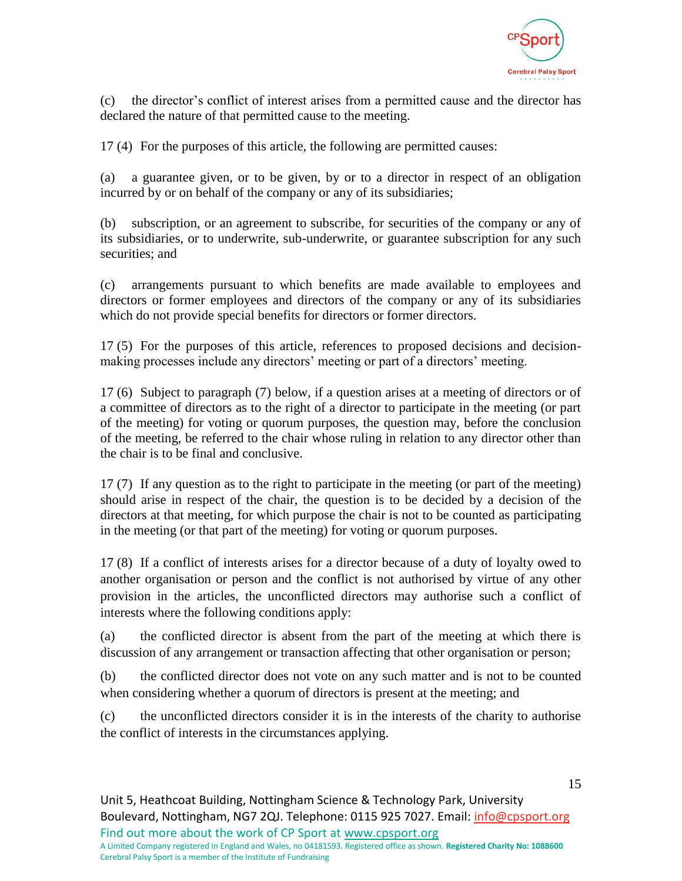(c) the director's conflict of interest arises from a permitted cause and the director has declared the nature of that permitted cause to the meeting.

17 (4) For the purposes of this article, the following are permitted causes:

(a) a guarantee given, or to be given, by or to a director in respect of an obligation incurred by or on behalf of the company or any of its subsidiaries;

(b) subscription, or an agreement to subscribe, for securities of the company or any of its subsidiaries, or to underwrite, sub-underwrite, or guarantee subscription for any such securities; and

(c) arrangements pursuant to which benefits are made available to employees and directors or former employees and directors of the company or any of its subsidiaries which do not provide special benefits for directors or former directors.

17 (5) For the purposes of this article, references to proposed decisions and decision-making processes include any directors' meeting or part of a directors' meeting.

17 (6) Subject to paragraph (7) below, if a question arises at a meeting of directors or of a committee of directors as to the right of a director to participate in the meeting (or part of the meeting) for voting or quorum purposes, the question may, before the conclusion of the meeting, be referred to the chair whose ruling in relation to any director other than the chair is to be final and conclusive.

17 (7) If any question as to the right to participate in the meeting (or part of the meeting) should arise in respect of the chair, the question is to be decided by a decision of the directors at that meeting, for which purpose the chair is not to be counted as participating in the meeting (or that part of the meeting) for voting or quorum purposes.

17 (8) If a conflict of interests arises for a director because of a duty of loyalty owed to another organisation or person and the conflict is not authorised by virtue of any other provision in the articles, the unconflicted directors may authorise such a conflict of interests where the following conditions apply:

(a) the conflicted director is absent from the part of the meeting at which there is discussion of any arrangement or transaction affecting that other organisation or person;

(b) the conflicted director does not vote on any such matter and is not to be counted when considering whether a quorum of directors is present at the meeting; and

(c) the unconflicted directors consider it is in the interests of the charity to authorise the conflict of interests in the circumstances applying.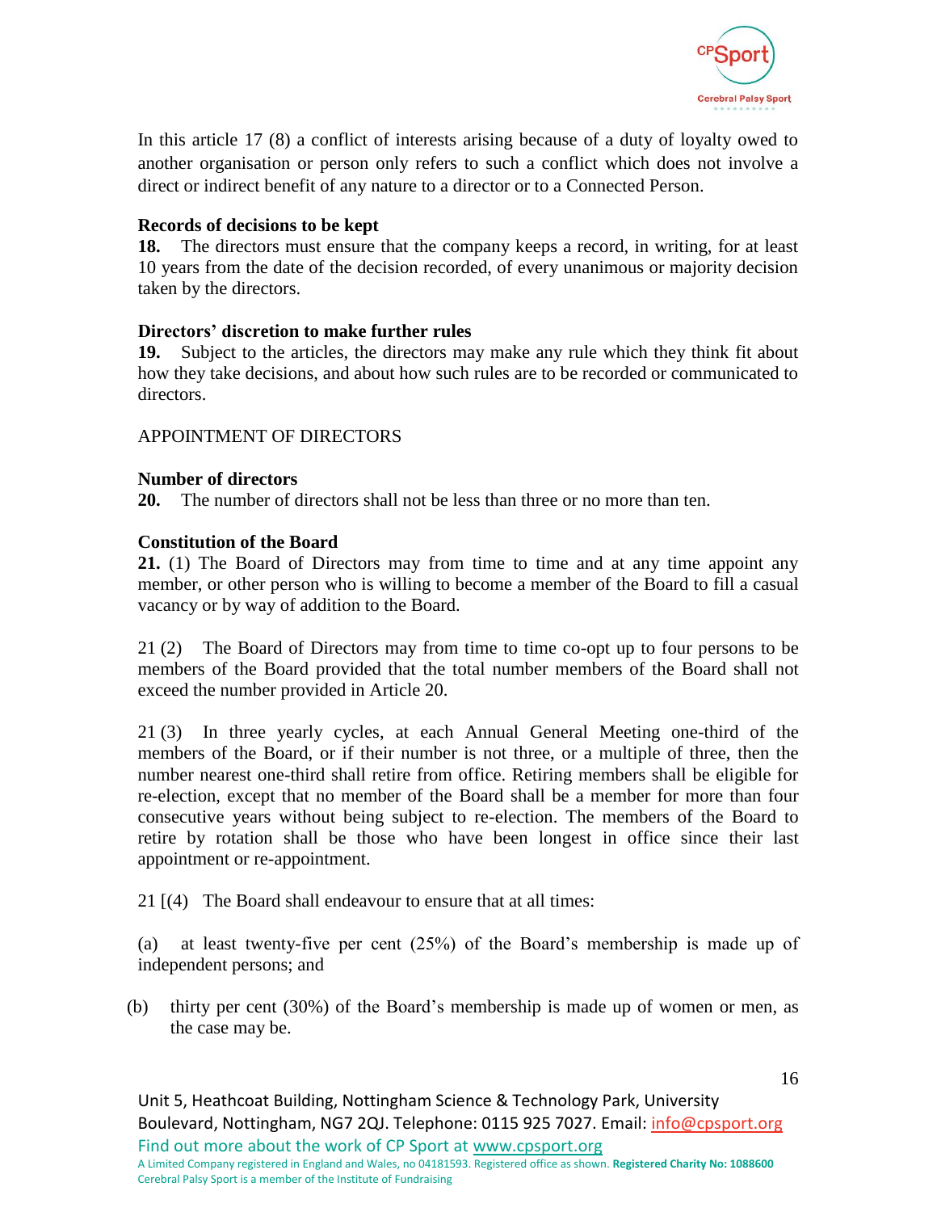In this article 17 (8) a conflict of interests arising because of a duty of loyalty owed to another organisation or person only refers to such a conflict which does not involve a direct or indirect benefit of any nature to a director or to a Connected Person.

**Records of decisions to be kept**

**18.** The directors must ensure that the company keeps a record, in writing, for at least 10 years from the date of the decision recorded, of every unanimous or majority decision taken by the directors.

**Directors' discretion to make further rules**

**19.** Subject to the articles, the directors may make any rule which they think fit about how they take decisions, and about how such rules are to be recorded or communicated to directors.

APPOINTMENT OF DIRECTORS

**Number of directors**

**20.** The number of directors shall not be less than three or no more than ten.

**Constitution of the Board**

**21.** (1) The Board of Directors may from time to time and at any time appoint any member, or other person who is willing to become a member of the Board to fill a casual vacancy or by way of addition to the Board.

21 (2) The Board of Directors may from time to time co-opt up to four persons to be members of the Board provided that the total number members of the Board shall not exceed the number provided in Article 20.

21 (3) In three yearly cycles, at each Annual General Meeting one-third of the members of the Board, or if their number is not three, or a multiple of three, then the number nearest one-third shall retire from office. Retiring members shall be eligible for re-election, except that no member of the Board shall be a member for more than four consecutive years without being subject to re-election. The members of the Board to retire by rotation shall be those who have been longest in office since their last appointment or re-appointment.

21 [(4) The Board shall endeavour to ensure that at all times:

(a) at least twenty-five per cent (25%) of the Board's membership is made up of independent persons; and

(b) thirty per cent (30%) of the Board's membership is made up of women or men, as the case may be.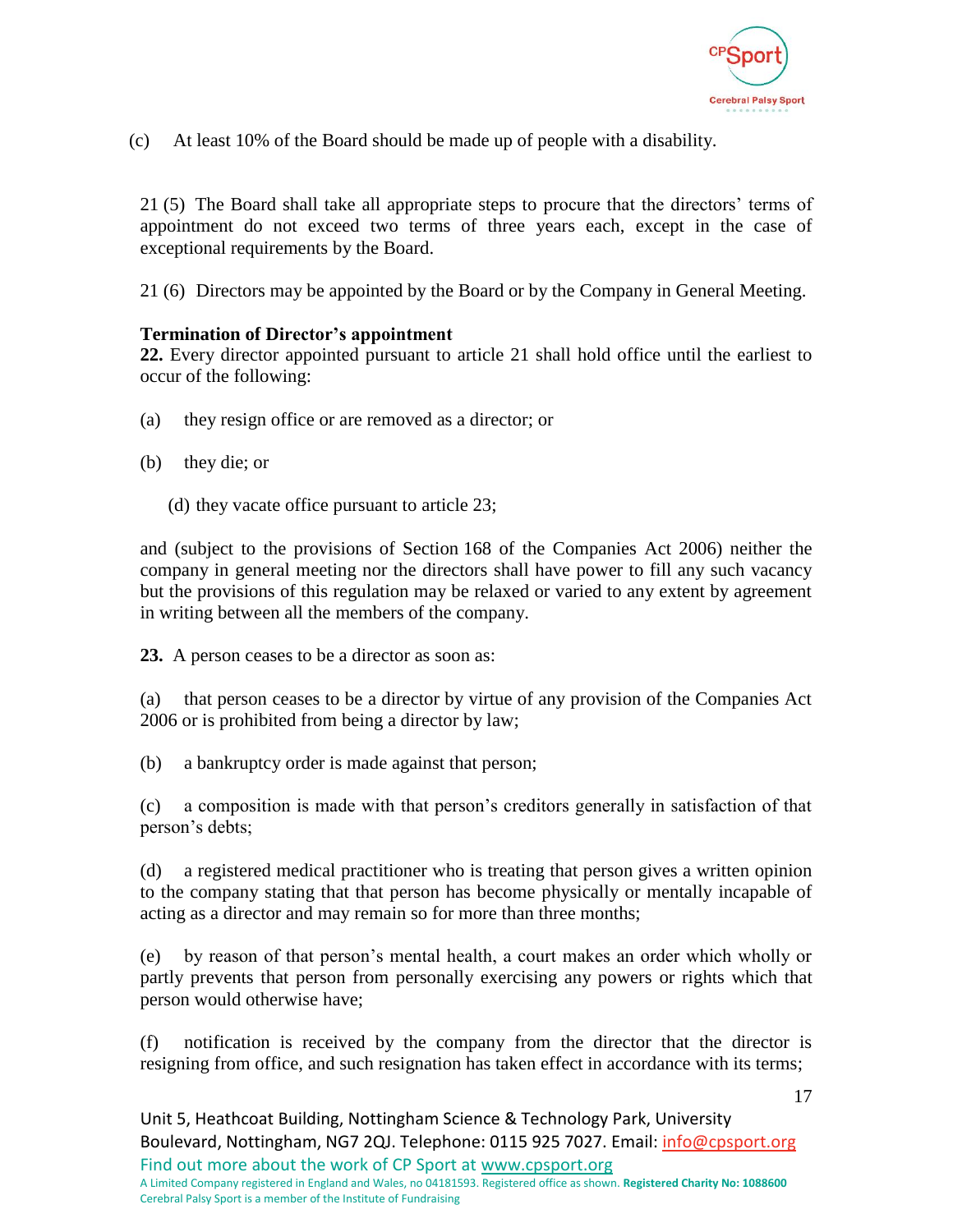(c) At least 10% of the Board should be made up of people with a disability.

21 (5) The Board shall take all appropriate steps to procure that the directors' terms of appointment do not exceed two terms of three years each, except in the case of exceptional requirements by the Board.

21 (6) Directors may be appointed by the Board or by the Company in General Meeting.

**Termination of Director's appointment**

**22.** Every director appointed pursuant to article 21 shall hold office until the earliest to occur of the following:

(a) they resign office or are removed as a director; or

(b) they die; or

(d) they vacate office pursuant to article 23;

and (subject to the provisions of Section 168 of the Companies Act 2006) neither the company in general meeting nor the directors shall have power to fill any such vacancy but the provisions of this regulation may be relaxed or varied to any extent by agreement in writing between all the members of the company.

**23.** A person ceases to be a director as soon as:

(a) that person ceases to be a director by virtue of any provision of the Companies Act 2006 or is prohibited from being a director by law;

(b) a bankruptcy order is made against that person;

(c) a composition is made with that person's creditors generally in satisfaction of that person's debts;

(d) a registered medical practitioner who is treating that person gives a written opinion to the company stating that that person has become physically or mentally incapable of acting as a director and may remain so for more than three months;

(e) by reason of that person's mental health, a court makes an order which wholly or partly prevents that person from personally exercising any powers or rights which that person would otherwise have;

(f) notification is received by the company from the director that the director is resigning from office, and such resignation has taken effect in accordance with its terms;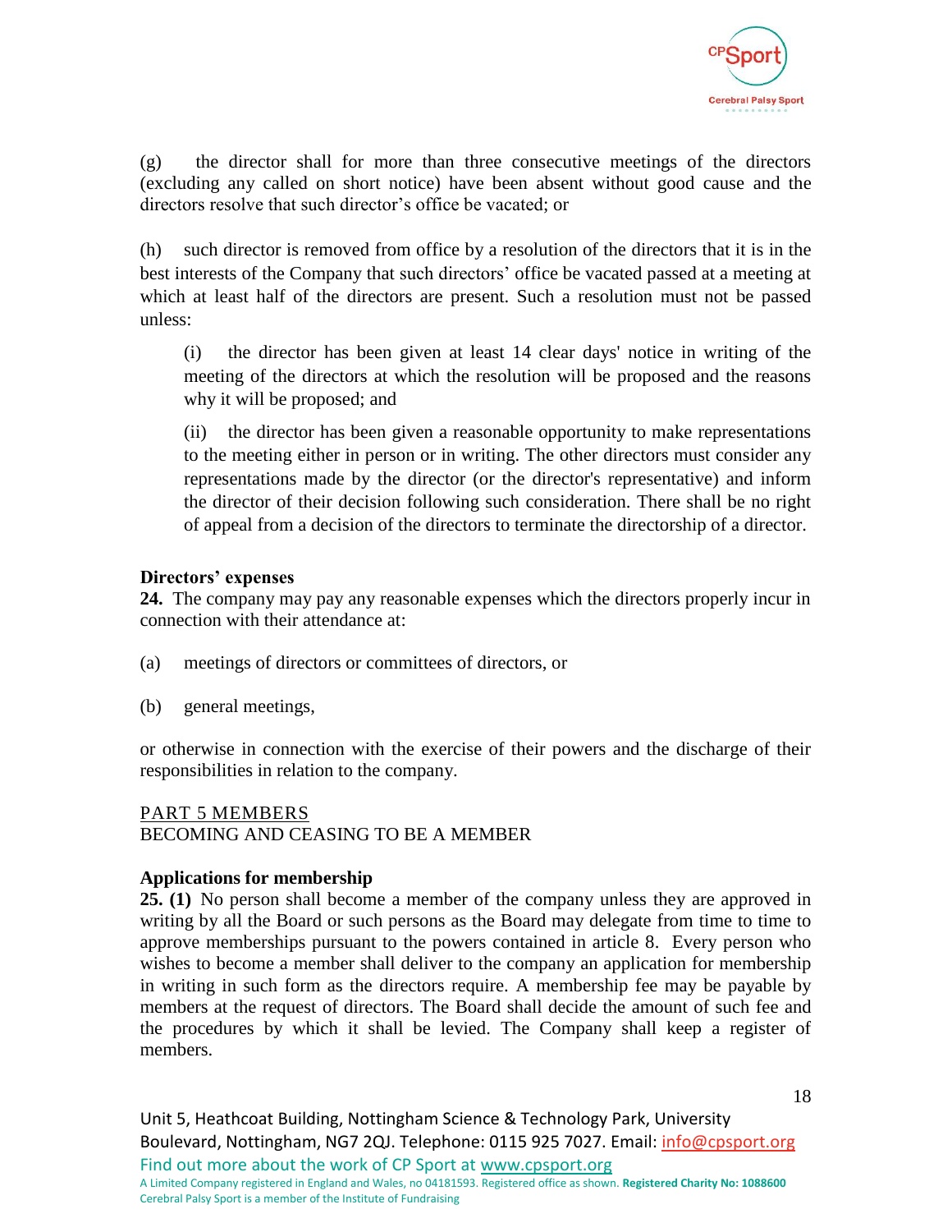(g) the director shall for more than three consecutive meetings of the directors (excluding any called on short notice) have been absent without good cause and the directors resolve that such director's office be vacated; or

(h) such director is removed from office by a resolution of the directors that it is in the best interests of the Company that such directors' office be vacated passed at a meeting at which at least half of the directors are present. Such a resolution must not be passed unless:

> (i) the director has been given at least 14 clear days' notice in writing of the meeting of the directors at which the resolution will be proposed and the reasons why it will be proposed; and
>
> (ii) the director has been given a reasonable opportunity to make representations to the meeting either in person or in writing. The other directors must consider any representations made by the director (or the director's representative) and inform the director of their decision following such consideration. There shall be no right of appeal from a decision of the directors to terminate the directorship of a director.

**Directors' expenses**

**24.** The company may pay any reasonable expenses which the directors properly incur in connection with their attendance at:

(a) meetings of directors or committees of directors, or

(b) general meetings,

or otherwise in connection with the exercise of their powers and the discharge of their responsibilities in relation to the company.

PART 5 MEMBERS

BECOMING AND CEASING TO BE A MEMBER

**Applications for membership**

**25. (1)** No person shall become a member of the company unless they are approved in writing by all the Board or such persons as the Board may delegate from time to time to approve memberships pursuant to the powers contained in article 8. Every person who wishes to become a member shall deliver to the company an application for membership in writing in such form as the directors require. A membership fee may be payable by members at the request of directors. The Board shall decide the amount of such fee and the procedures by which it shall be levied. The Company shall keep a register of members.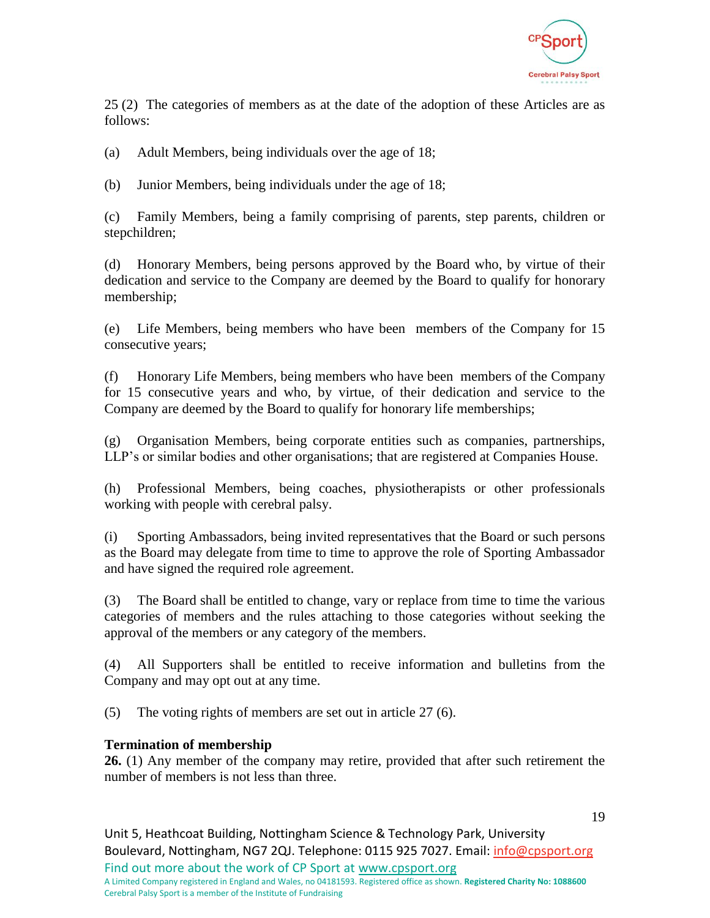25 (2) The categories of members as at the date of the adoption of these Articles are as follows:

(a) Adult Members, being individuals over the age of 18;

(b) Junior Members, being individuals under the age of 18;

(c) Family Members, being a family comprising of parents, step parents, children or stepchildren;

(d) Honorary Members, being persons approved by the Board who, by virtue of their dedication and service to the Company are deemed by the Board to qualify for honorary membership;

(e) Life Members, being members who have been members of the Company for 15 consecutive years;

(f) Honorary Life Members, being members who have been members of the Company for 15 consecutive years and who, by virtue, of their dedication and service to the Company are deemed by the Board to qualify for honorary life memberships;

(g) Organisation Members, being corporate entities such as companies, partnerships, LLP's or similar bodies and other organisations; that are registered at Companies House.

(h) Professional Members, being coaches, physiotherapists or other professionals working with people with cerebral palsy.

(i) Sporting Ambassadors, being invited representatives that the Board or such persons as the Board may delegate from time to time to approve the role of Sporting Ambassador and have signed the required role agreement.

(3) The Board shall be entitled to change, vary or replace from time to time the various categories of members and the rules attaching to those categories without seeking the approval of the members or any category of the members.

(4) All Supporters shall be entitled to receive information and bulletins from the Company and may opt out at any time.

(5) The voting rights of members are set out in article 27 (6).

**Termination of membership**

**26.** (1) Any member of the company may retire, provided that after such retirement the number of members is not less than three.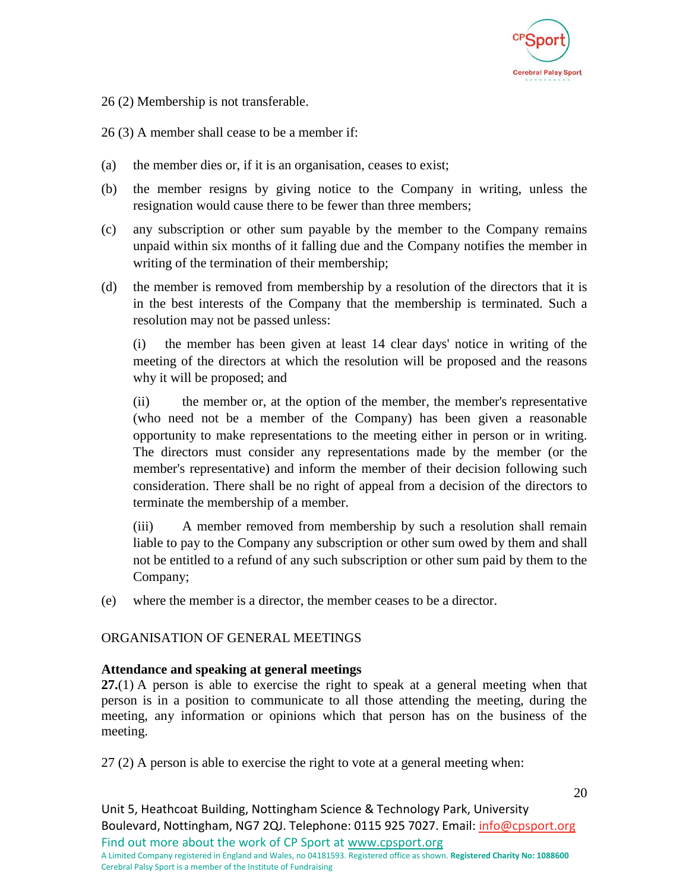26 (2) Membership is not transferable.

26 (3) A member shall cease to be a member if:

(a) the member dies or, if it is an organisation, ceases to exist;

(b) the member resigns by giving notice to the Company in writing, unless the resignation would cause there to be fewer than three members;

(c) any subscription or other sum payable by the member to the Company remains unpaid within six months of it falling due and the Company notifies the member in writing of the termination of their membership;

(d) the member is removed from membership by a resolution of the directors that it is in the best interests of the Company that the membership is terminated. Such a resolution may not be passed unless:

(i) the member has been given at least 14 clear days' notice in writing of the meeting of the directors at which the resolution will be proposed and the reasons why it will be proposed; and

(ii) the member or, at the option of the member, the member's representative (who need not be a member of the Company) has been given a reasonable opportunity to make representations to the meeting either in person or in writing. The directors must consider any representations made by the member (or the member's representative) and inform the member of their decision following such consideration. There shall be no right of appeal from a decision of the directors to terminate the membership of a member.

(iii) A member removed from membership by such a resolution shall remain liable to pay to the Company any subscription or other sum owed by them and shall not be entitled to a refund of any such subscription or other sum paid by them to the Company;

(e) where the member is a director, the member ceases to be a director.

## ORGANISATION OF GENERAL MEETINGS

### Attendance and speaking at general meetings

**27.**(1) A person is able to exercise the right to speak at a general meeting when that person is in a position to communicate to all those attending the meeting, during the meeting, any information or opinions which that person has on the business of the meeting.

27 (2) A person is able to exercise the right to vote at a general meeting when: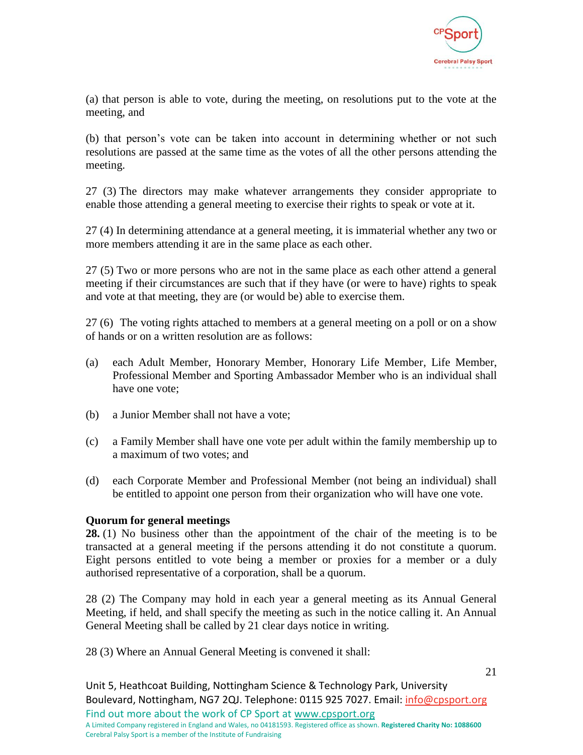(a) that person is able to vote, during the meeting, on resolutions put to the vote at the meeting, and

(b) that person's vote can be taken into account in determining whether or not such resolutions are passed at the same time as the votes of all the other persons attending the meeting.

27 (3) The directors may make whatever arrangements they consider appropriate to enable those attending a general meeting to exercise their rights to speak or vote at it.

27 (4) In determining attendance at a general meeting, it is immaterial whether any two or more members attending it are in the same place as each other.

27 (5) Two or more persons who are not in the same place as each other attend a general meeting if their circumstances are such that if they have (or were to have) rights to speak and vote at that meeting, they are (or would be) able to exercise them.

27 (6) The voting rights attached to members at a general meeting on a poll or on a show of hands or on a written resolution are as follows:

(a) each Adult Member, Honorary Member, Honorary Life Member, Life Member, Professional Member and Sporting Ambassador Member who is an individual shall have one vote;

(b) a Junior Member shall not have a vote;

(c) a Family Member shall have one vote per adult within the family membership up to a maximum of two votes; and

(d) each Corporate Member and Professional Member (not being an individual) shall be entitled to appoint one person from their organization who will have one vote.

**Quorum for general meetings**

**28.** (1) No business other than the appointment of the chair of the meeting is to be transacted at a general meeting if the persons attending it do not constitute a quorum. Eight persons entitled to vote being a member or proxies for a member or a duly authorised representative of a corporation, shall be a quorum.

28 (2) The Company may hold in each year a general meeting as its Annual General Meeting, if held, and shall specify the meeting as such in the notice calling it. An Annual General Meeting shall be called by 21 clear days notice in writing.

28 (3) Where an Annual General Meeting is convened it shall: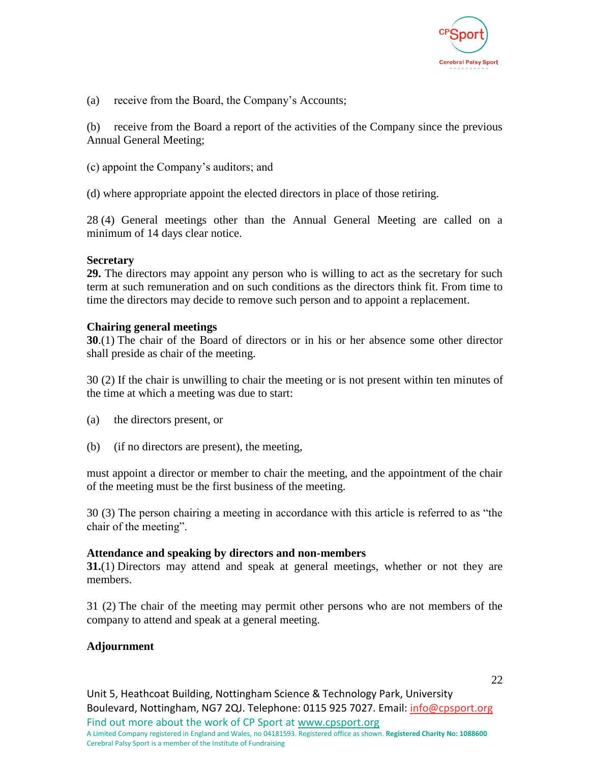(a) receive from the Board, the Company's Accounts;

(b) receive from the Board a report of the activities of the Company since the previous Annual General Meeting;

(c) appoint the Company's auditors; and

(d) where appropriate appoint the elected directors in place of those retiring.

28 (4) General meetings other than the Annual General Meeting are called on a minimum of 14 days clear notice.

**Secretary**

**29.** The directors may appoint any person who is willing to act as the secretary for such term at such remuneration and on such conditions as the directors think fit. From time to time the directors may decide to remove such person and to appoint a replacement.

**Chairing general meetings**

**30**.(1) The chair of the Board of directors or in his or her absence some other director shall preside as chair of the meeting.

30 (2) If the chair is unwilling to chair the meeting or is not present within ten minutes of the time at which a meeting was due to start:

(a) the directors present, or

(b) (if no directors are present), the meeting,

must appoint a director or member to chair the meeting, and the appointment of the chair of the meeting must be the first business of the meeting.

30 (3) The person chairing a meeting in accordance with this article is referred to as "the chair of the meeting".

**Attendance and speaking by directors and non-members**

**31.**(1) Directors may attend and speak at general meetings, whether or not they are members.

31 (2) The chair of the meeting may permit other persons who are not members of the company to attend and speak at a general meeting.

**Adjournment**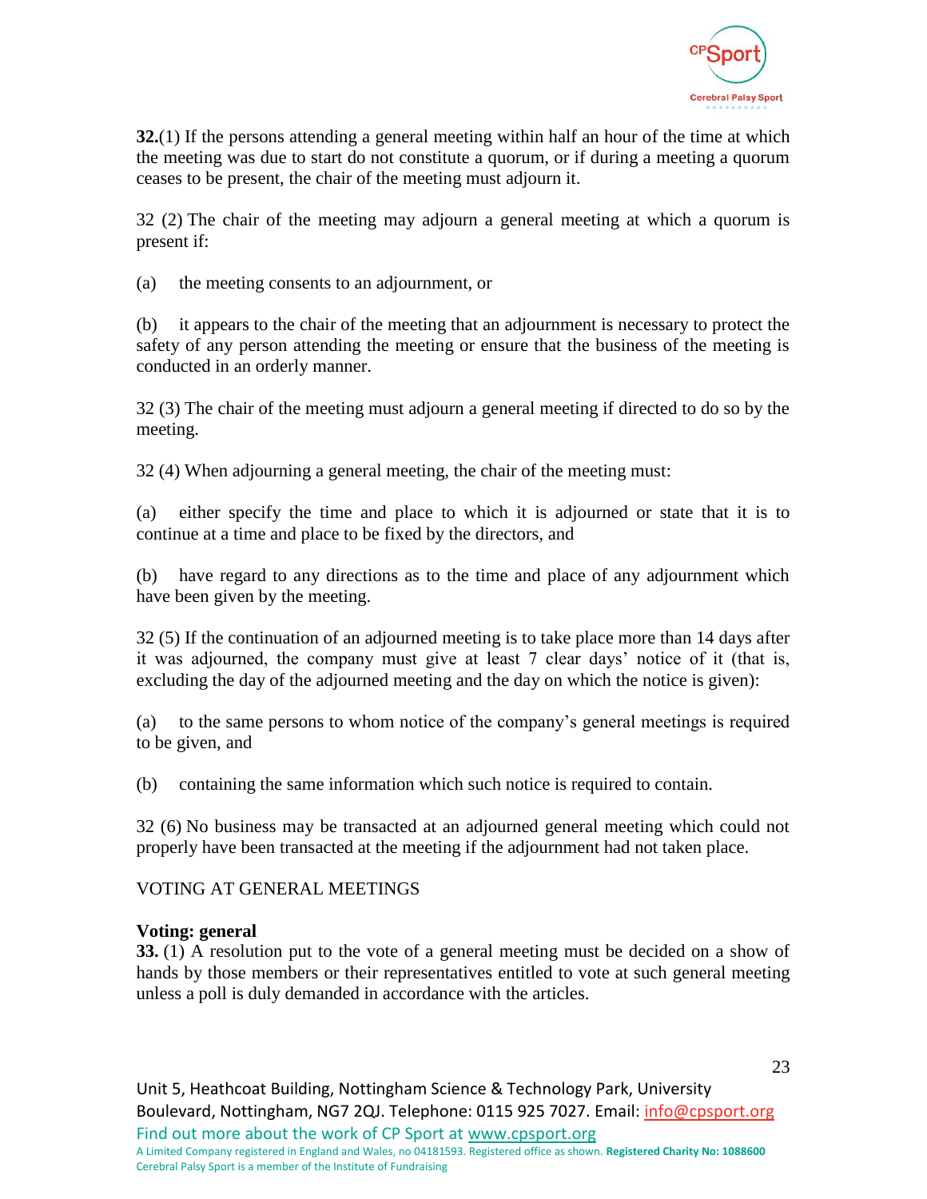**32.**(1) If the persons attending a general meeting within half an hour of the time at which the meeting was due to start do not constitute a quorum, or if during a meeting a quorum ceases to be present, the chair of the meeting must adjourn it.

32 (2) The chair of the meeting may adjourn a general meeting at which a quorum is present if:

(a) the meeting consents to an adjournment, or

(b) it appears to the chair of the meeting that an adjournment is necessary to protect the safety of any person attending the meeting or ensure that the business of the meeting is conducted in an orderly manner.

32 (3) The chair of the meeting must adjourn a general meeting if directed to do so by the meeting.

32 (4) When adjourning a general meeting, the chair of the meeting must:

(a) either specify the time and place to which it is adjourned or state that it is to continue at a time and place to be fixed by the directors, and

(b) have regard to any directions as to the time and place of any adjournment which have been given by the meeting.

32 (5) If the continuation of an adjourned meeting is to take place more than 14 days after it was adjourned, the company must give at least 7 clear days' notice of it (that is, excluding the day of the adjourned meeting and the day on which the notice is given):

(a) to the same persons to whom notice of the company's general meetings is required to be given, and

(b) containing the same information which such notice is required to contain.

32 (6) No business may be transacted at an adjourned general meeting which could not properly have been transacted at the meeting if the adjournment had not taken place.

VOTING AT GENERAL MEETINGS

**Voting: general**

**33.** (1) A resolution put to the vote of a general meeting must be decided on a show of hands by those members or their representatives entitled to vote at such general meeting unless a poll is duly demanded in accordance with the articles.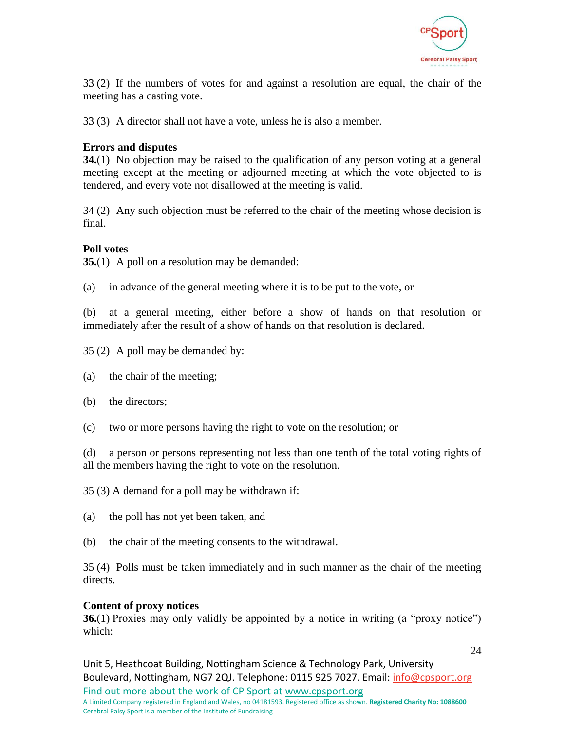33 (2) If the numbers of votes for and against a resolution are equal, the chair of the meeting has a casting vote.

33 (3) A director shall not have a vote, unless he is also a member.

**Errors and disputes**

**34.**(1) No objection may be raised to the qualification of any person voting at a general meeting except at the meeting or adjourned meeting at which the vote objected to is tendered, and every vote not disallowed at the meeting is valid.

34 (2) Any such objection must be referred to the chair of the meeting whose decision is final.

**Poll votes**

**35.**(1) A poll on a resolution may be demanded:

(a) in advance of the general meeting where it is to be put to the vote, or

(b) at a general meeting, either before a show of hands on that resolution or immediately after the result of a show of hands on that resolution is declared.

35 (2) A poll may be demanded by:

(a) the chair of the meeting;

(b) the directors;

(c) two or more persons having the right to vote on the resolution; or

(d) a person or persons representing not less than one tenth of the total voting rights of all the members having the right to vote on the resolution.

35 (3) A demand for a poll may be withdrawn if:

(a) the poll has not yet been taken, and

(b) the chair of the meeting consents to the withdrawal.

35 (4) Polls must be taken immediately and in such manner as the chair of the meeting directs.

**Content of proxy notices**

**36.**(1) Proxies may only validly be appointed by a notice in writing (a "proxy notice") which: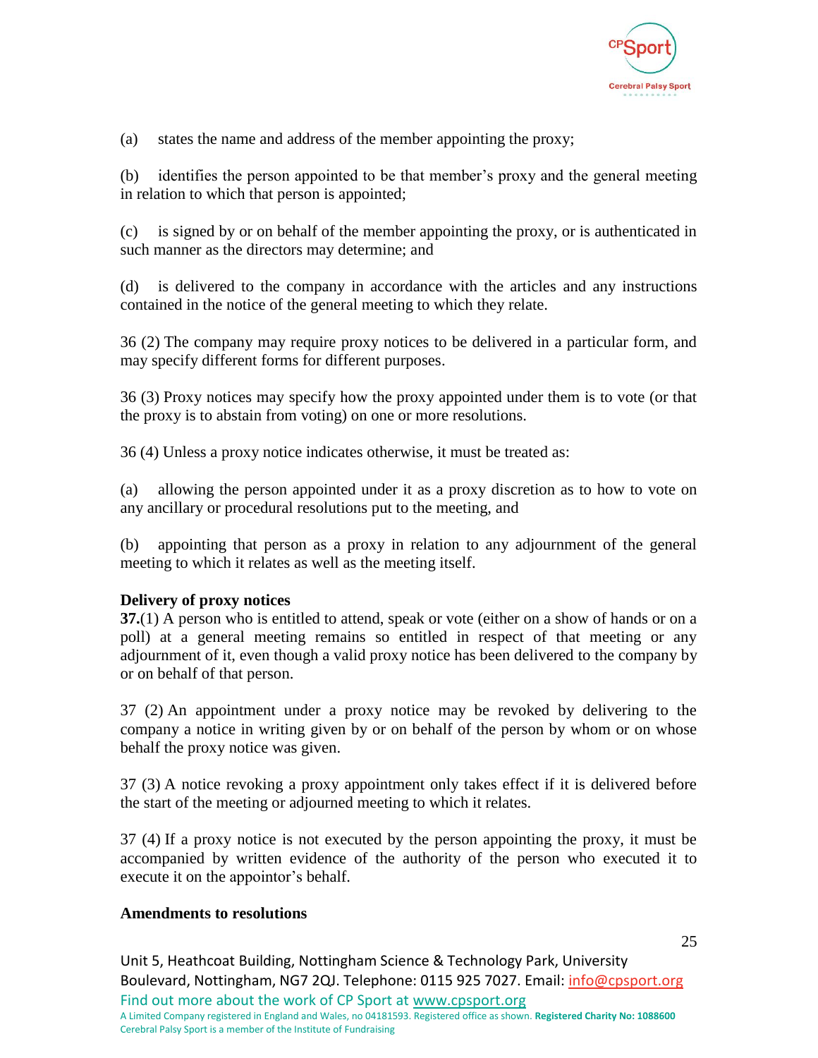(a) states the name and address of the member appointing the proxy;

(b) identifies the person appointed to be that member's proxy and the general meeting in relation to which that person is appointed;

(c) is signed by or on behalf of the member appointing the proxy, or is authenticated in such manner as the directors may determine; and

(d) is delivered to the company in accordance with the articles and any instructions contained in the notice of the general meeting to which they relate.

36 (2) The company may require proxy notices to be delivered in a particular form, and may specify different forms for different purposes.

36 (3) Proxy notices may specify how the proxy appointed under them is to vote (or that the proxy is to abstain from voting) on one or more resolutions.

36 (4) Unless a proxy notice indicates otherwise, it must be treated as:

(a) allowing the person appointed under it as a proxy discretion as to how to vote on any ancillary or procedural resolutions put to the meeting, and

(b) appointing that person as a proxy in relation to any adjournment of the general meeting to which it relates as well as the meeting itself.

**Delivery of proxy notices**

**37.**(1) A person who is entitled to attend, speak or vote (either on a show of hands or on a poll) at a general meeting remains so entitled in respect of that meeting or any adjournment of it, even though a valid proxy notice has been delivered to the company by or on behalf of that person.

37 (2) An appointment under a proxy notice may be revoked by delivering to the company a notice in writing given by or on behalf of the person by whom or on whose behalf the proxy notice was given.

37 (3) A notice revoking a proxy appointment only takes effect if it is delivered before the start of the meeting or adjourned meeting to which it relates.

37 (4) If a proxy notice is not executed by the person appointing the proxy, it must be accompanied by written evidence of the authority of the person who executed it to execute it on the appointor's behalf.

**Amendments to resolutions**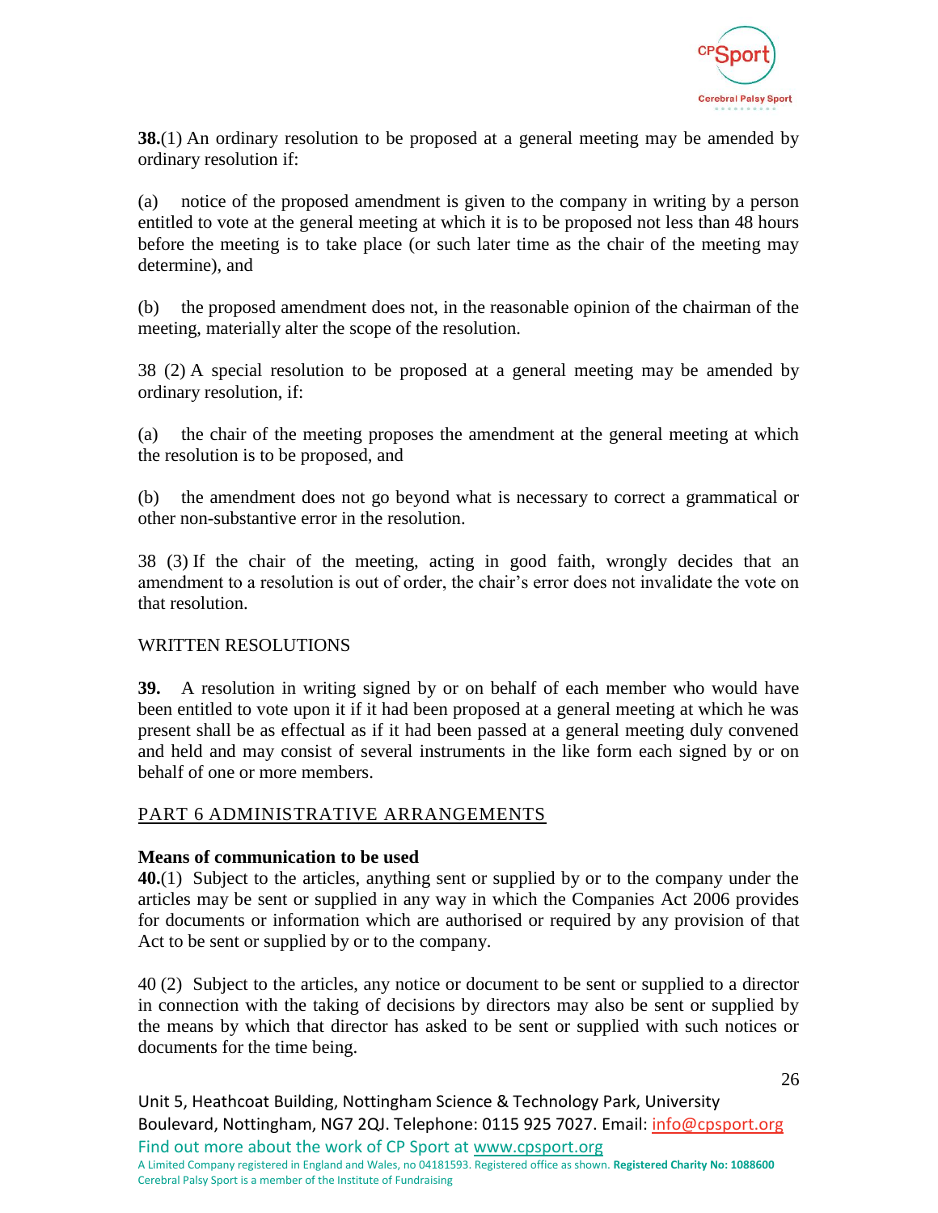**38.**(1) An ordinary resolution to be proposed at a general meeting may be amended by ordinary resolution if:

(a) notice of the proposed amendment is given to the company in writing by a person entitled to vote at the general meeting at which it is to be proposed not less than 48 hours before the meeting is to take place (or such later time as the chair of the meeting may determine), and

(b) the proposed amendment does not, in the reasonable opinion of the chairman of the meeting, materially alter the scope of the resolution.

38 (2) A special resolution to be proposed at a general meeting may be amended by ordinary resolution, if:

(a) the chair of the meeting proposes the amendment at the general meeting at which the resolution is to be proposed, and

(b) the amendment does not go beyond what is necessary to correct a grammatical or other non-substantive error in the resolution.

38 (3) If the chair of the meeting, acting in good faith, wrongly decides that an amendment to a resolution is out of order, the chair's error does not invalidate the vote on that resolution.

WRITTEN RESOLUTIONS

**39.** A resolution in writing signed by or on behalf of each member who would have been entitled to vote upon it if it had been proposed at a general meeting at which he was present shall be as effectual as if it had been passed at a general meeting duly convened and held and may consist of several instruments in the like form each signed by or on behalf of one or more members.

## PART 6 ADMINISTRATIVE ARRANGEMENTS

**Means of communication to be used**

**40.**(1) Subject to the articles, anything sent or supplied by or to the company under the articles may be sent or supplied in any way in which the Companies Act 2006 provides for documents or information which are authorised or required by any provision of that Act to be sent or supplied by or to the company.

40 (2) Subject to the articles, any notice or document to be sent or supplied to a director in connection with the taking of decisions by directors may also be sent or supplied by the means by which that director has asked to be sent or supplied with such notices or documents for the time being.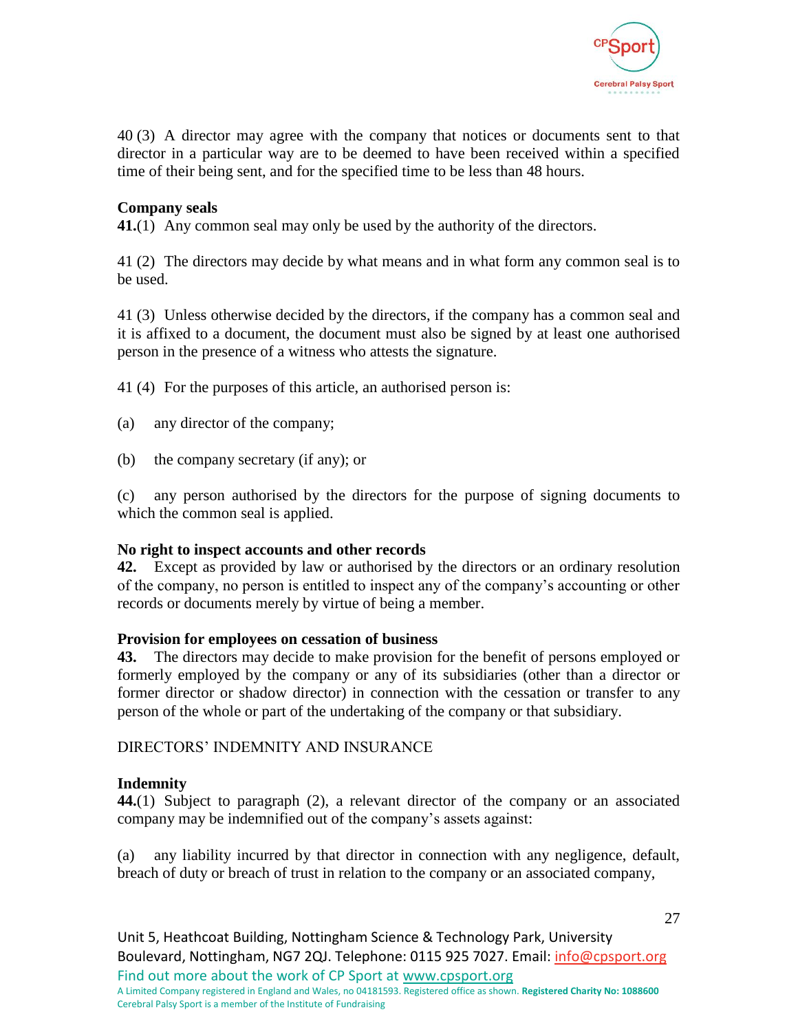40 (3) A director may agree with the company that notices or documents sent to that director in a particular way are to be deemed to have been received within a specified time of their being sent, and for the specified time to be less than 48 hours.

**Company seals**

**41.**(1) Any common seal may only be used by the authority of the directors.

41 (2) The directors may decide by what means and in what form any common seal is to be used.

41 (3) Unless otherwise decided by the directors, if the company has a common seal and it is affixed to a document, the document must also be signed by at least one authorised person in the presence of a witness who attests the signature.

41 (4) For the purposes of this article, an authorised person is:

(a) any director of the company;

(b) the company secretary (if any); or

(c) any person authorised by the directors for the purpose of signing documents to which the common seal is applied.

**No right to inspect accounts and other records**

**42.** Except as provided by law or authorised by the directors or an ordinary resolution of the company, no person is entitled to inspect any of the company's accounting or other records or documents merely by virtue of being a member.

**Provision for employees on cessation of business**

**43.** The directors may decide to make provision for the benefit of persons employed or formerly employed by the company or any of its subsidiaries (other than a director or former director or shadow director) in connection with the cessation or transfer to any person of the whole or part of the undertaking of the company or that subsidiary.

DIRECTORS' INDEMNITY AND INSURANCE

**Indemnity**

**44.**(1) Subject to paragraph (2), a relevant director of the company or an associated company may be indemnified out of the company's assets against:

(a) any liability incurred by that director in connection with any negligence, default, breach of duty or breach of trust in relation to the company or an associated company,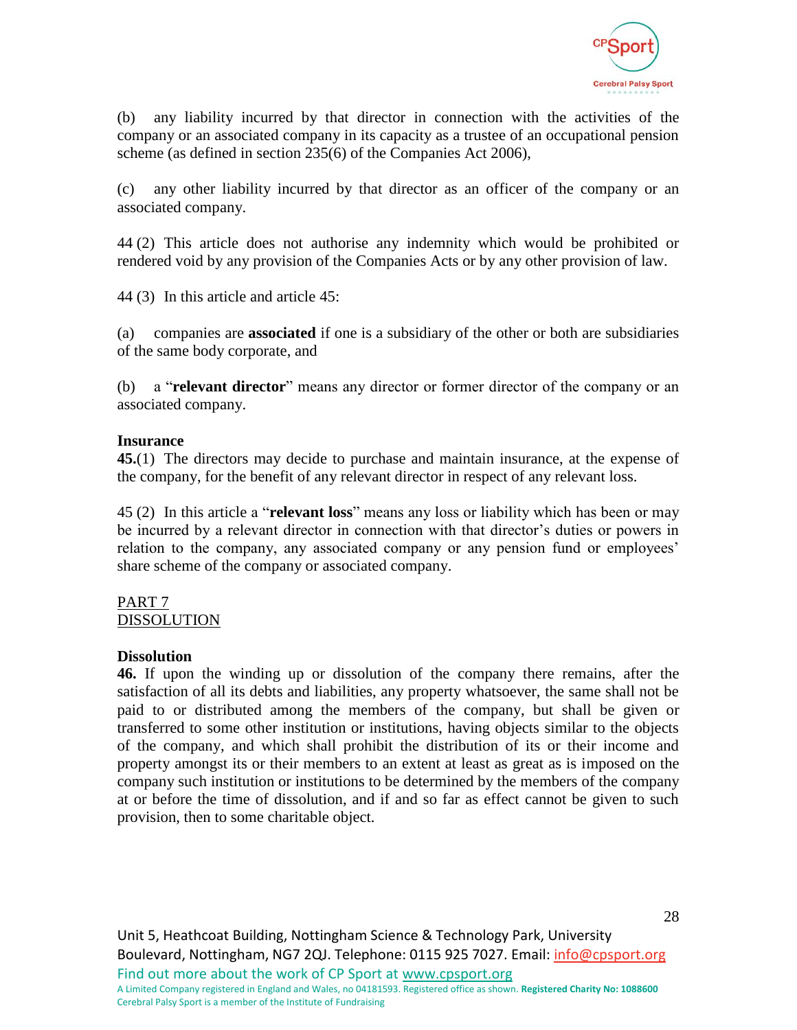(b) any liability incurred by that director in connection with the activities of the company or an associated company in its capacity as a trustee of an occupational pension scheme (as defined in section 235(6) of the Companies Act 2006),

(c) any other liability incurred by that director as an officer of the company or an associated company.

44 (2) This article does not authorise any indemnity which would be prohibited or rendered void by any provision of the Companies Acts or by any other provision of law.

44 (3) In this article and article 45:

(a) companies are **associated** if one is a subsidiary of the other or both are subsidiaries of the same body corporate, and

(b) a "**relevant director**" means any director or former director of the company or an associated company.

**Insurance**

**45.**(1) The directors may decide to purchase and maintain insurance, at the expense of the company, for the benefit of any relevant director in respect of any relevant loss.

45 (2) In this article a "**relevant loss**" means any loss or liability which has been or may be incurred by a relevant director in connection with that director's duties or powers in relation to the company, any associated company or any pension fund or employees' share scheme of the company or associated company.

PART 7
DISSOLUTION

**Dissolution**

**46.** If upon the winding up or dissolution of the company there remains, after the satisfaction of all its debts and liabilities, any property whatsoever, the same shall not be paid to or distributed among the members of the company, but shall be given or transferred to some other institution or institutions, having objects similar to the objects of the company, and which shall prohibit the distribution of its or their income and property amongst its or their members to an extent at least as great as is imposed on the company such institution or institutions to be determined by the members of the company at or before the time of dissolution, and if and so far as effect cannot be given to such provision, then to some charitable object.